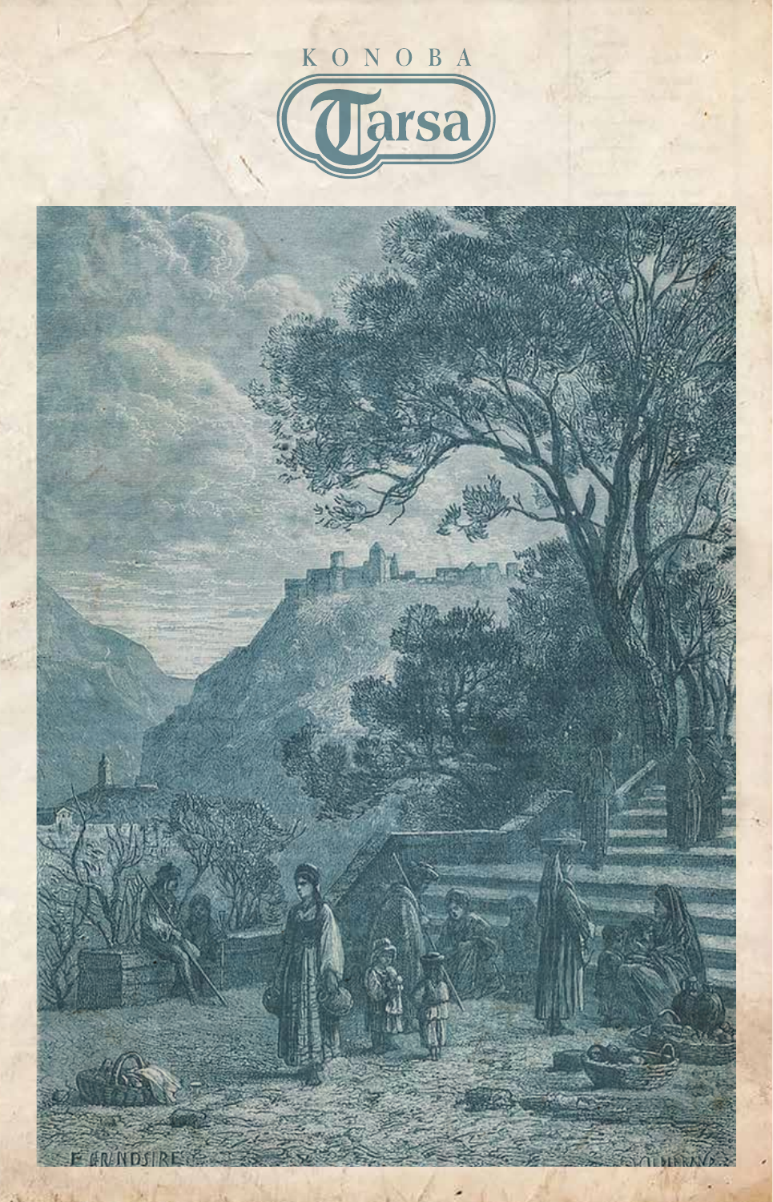KONOBA

# Tarsa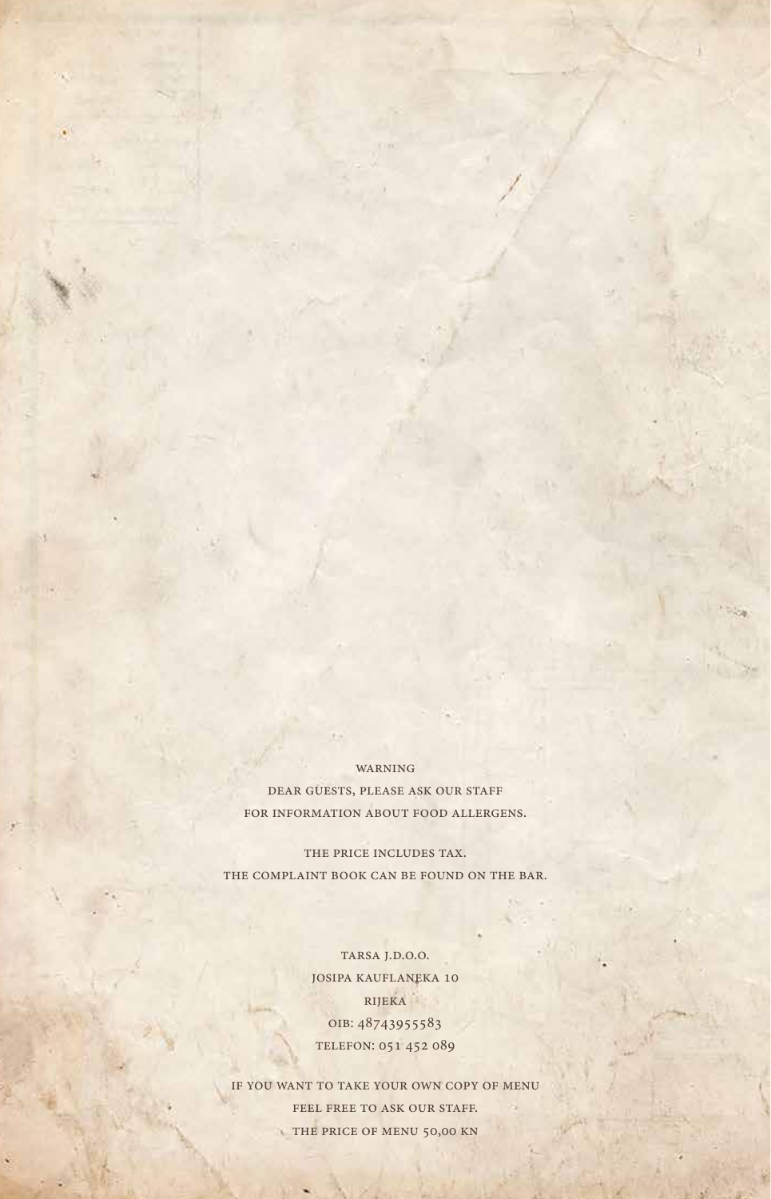WARNING

DEAR GUESTS, PLEASE ASK OUR STAFF
FOR INFORMATION ABOUT FOOD ALLERGENS.

THE PRICE INCLUDES TAX.
THE COMPLAINT BOOK CAN BE FOUND ON THE BAR.

TARSA J.D.O.O.
JOSIPA KAUFLANEKA 10
RIJEKA
OIB: 48743955583
TELEFON: 051 452 089

IF YOU WANT TO TAKE YOUR OWN COPY OF MENU
FEEL FREE TO ASK OUR STAFF.
THE PRICE OF MENU 50,00 KN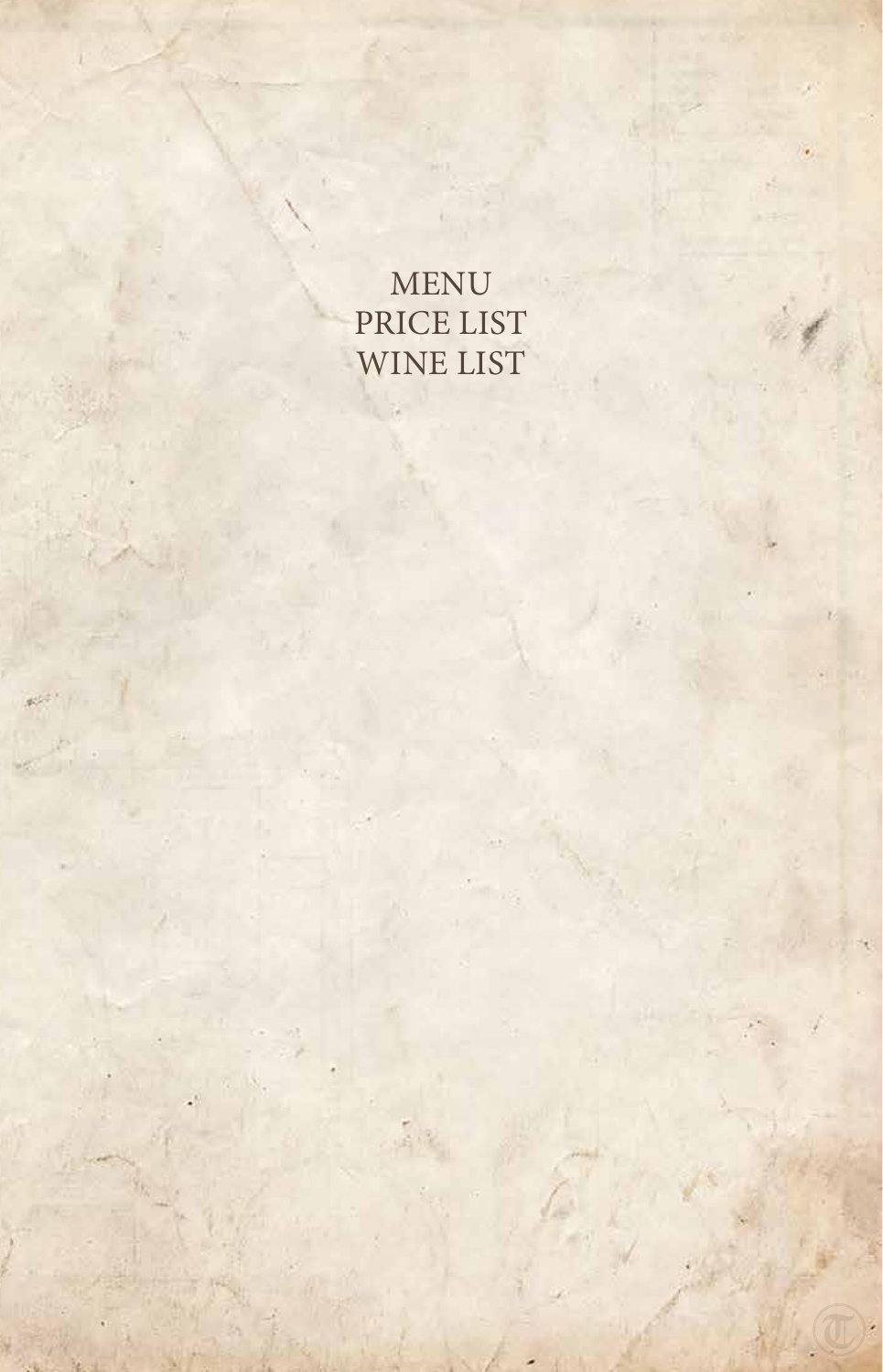MENU
PRICE LIST
WINE LIST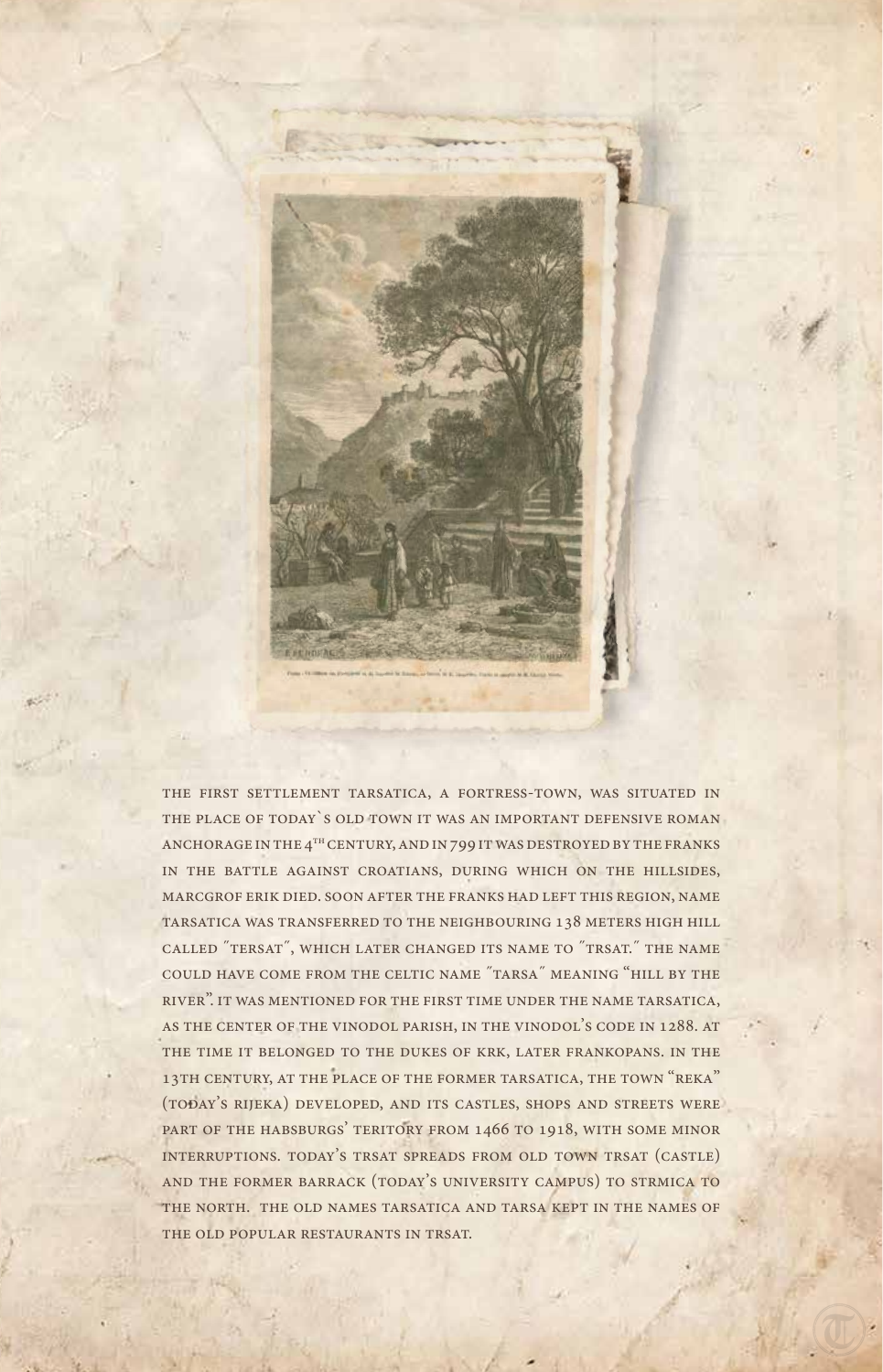THE FIRST SETTLEMENT TARSATICA, A FORTRESS-TOWN, WAS SITUATED IN THE PLACE OF TODAY`S OLD TOWN IT WAS AN IMPORTANT DEFENSIVE ROMAN ANCHORAGE IN THE 4$^{TH}$ CENTURY, AND IN 799 IT WAS DESTROYED BY THE FRANKS IN THE BATTLE AGAINST CROATIANS, DURING WHICH ON THE HILLSIDES, MARCGROF ERIK DIED. SOON AFTER THE FRANKS HAD LEFT THIS REGION, NAME TARSATICA WAS TRANSFERRED TO THE NEIGHBOURING 138 METERS HIGH HILL CALLED "TERSAT", WHICH LATER CHANGED ITS NAME TO "TRSAT." THE NAME COULD HAVE COME FROM THE CELTIC NAME "TARSA" MEANING "HILL BY THE RIVER". IT WAS MENTIONED FOR THE FIRST TIME UNDER THE NAME TARSATICA, AS THE CENTER OF THE VINODOL PARISH, IN THE VINODOL'S CODE IN 1288. AT THE TIME IT BELONGED TO THE DUKES OF KRK, LATER FRANKOPANS. IN THE 13TH CENTURY, AT THE PLACE OF THE FORMER TARSATICA, THE TOWN "REKA" (TODAY'S RIJEKA) DEVELOPED, AND ITS CASTLES, SHOPS AND STREETS WERE PART OF THE HABSBURGS' TERITORY FROM 1466 TO 1918, WITH SOME MINOR INTERRUPTIONS. TODAY'S TRSAT SPREADS FROM OLD TOWN TRSAT (CASTLE) AND THE FORMER BARRACK (TODAY'S UNIVERSITY CAMPUS) TO STRMICA TO THE NORTH. THE OLD NAMES TARSATICA AND TARSA KEPT IN THE NAMES OF THE OLD POPULAR RESTAURANTS IN TRSAT.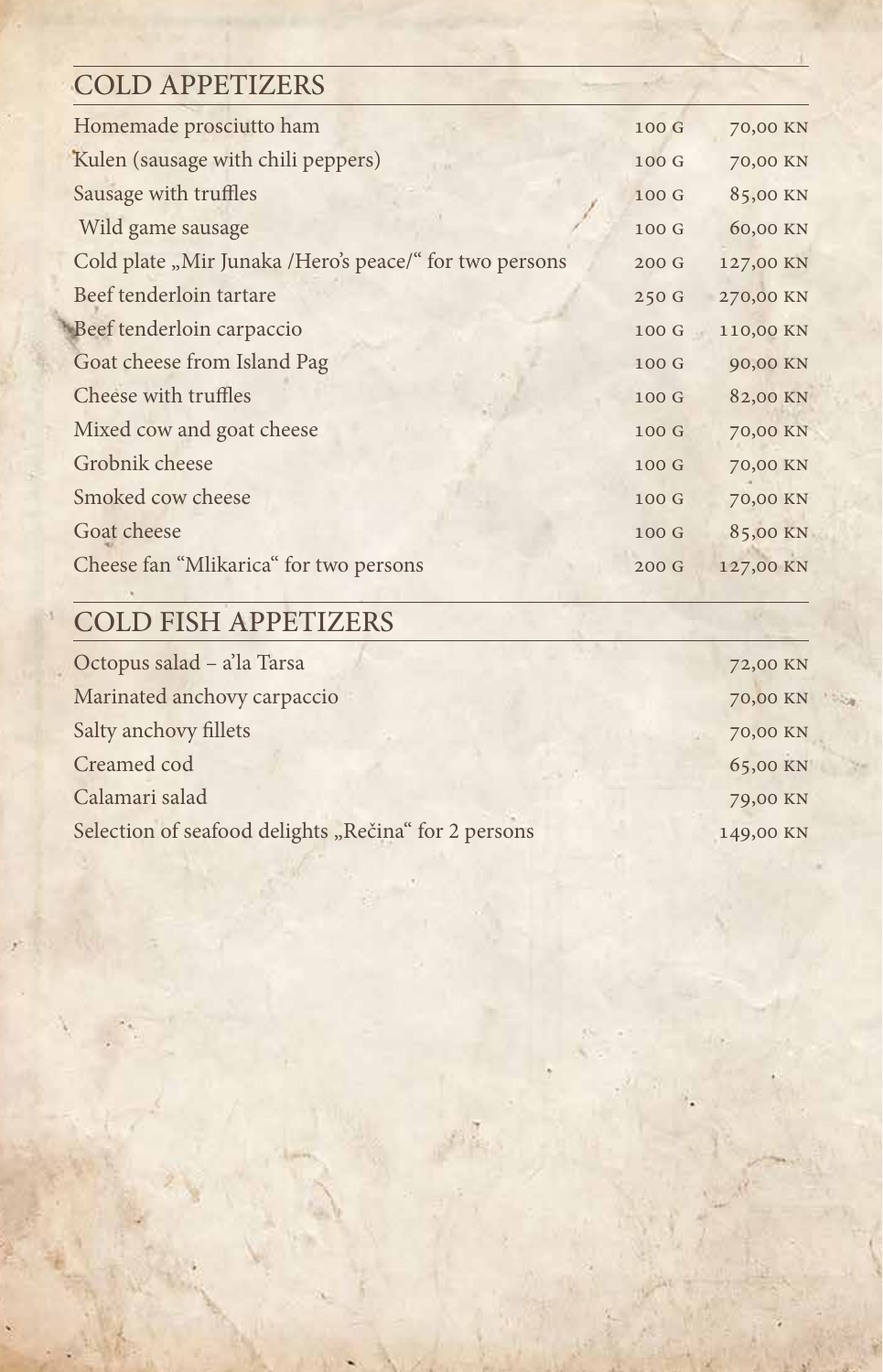## COLD APPETIZERS

| Item | Weight | Price |
|---|---|---|
| Homemade prosciutto ham | 100 G | 70,00 KN |
| Kulen (sausage with chili peppers) | 100 G | 70,00 KN |
| Sausage with truffles | 100 G | 85,00 KN |
| Wild game sausage | 100 G | 60,00 KN |
| Cold plate „Mir Junaka /Hero's peace/" for two persons | 200 G | 127,00 KN |
| Beef tenderloin tartare | 250 G | 270,00 KN |
| Beef tenderloin carpaccio | 100 G | 110,00 KN |
| Goat cheese from Island Pag | 100 G | 90,00 KN |
| Cheese with truffles | 100 G | 82,00 KN |
| Mixed cow and goat cheese | 100 G | 70,00 KN |
| Grobnik cheese | 100 G | 70,00 KN |
| Smoked cow cheese | 100 G | 70,00 KN |
| Goat cheese | 100 G | 85,00 KN |
| Cheese fan "Mlikarica" for two persons | 200 G | 127,00 KN |

## COLD FISH APPETIZERS

| Item | Price |
|---|---|
| Octopus salad – a'la Tarsa | 72,00 KN |
| Marinated anchovy carpaccio | 70,00 KN |
| Salty anchovy fillets | 70,00 KN |
| Creamed cod | 65,00 KN |
| Calamari salad | 79,00 KN |
| Selection of seafood delights „Rečina" for 2 persons | 149,00 KN |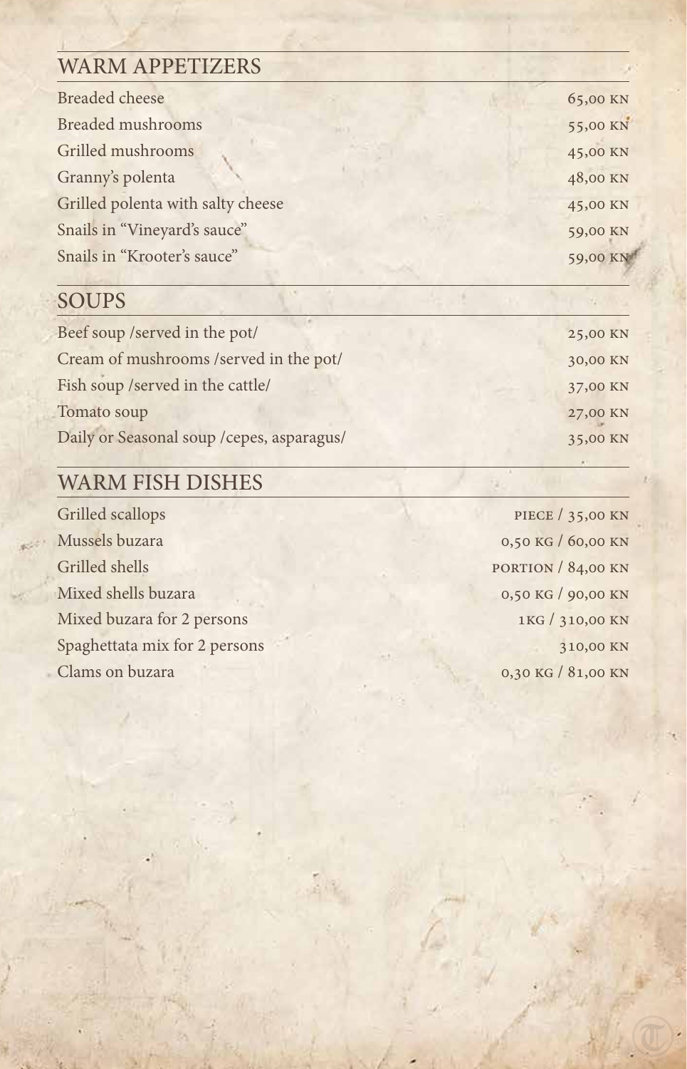## WARM APPETIZERS

| | |
|---|---|
| Breaded cheese | 65,00 KN |
| Breaded mushrooms | 55,00 KN |
| Grilled mushrooms | 45,00 KN |
| Granny's polenta | 48,00 KN |
| Grilled polenta with salty cheese | 45,00 KN |
| Snails in "Vineyard's sauce" | 59,00 KN |
| Snails in "Krooter's sauce" | 59,00 KN |

## SOUPS

| | |
|---|---|
| Beef soup /served in the pot/ | 25,00 KN |
| Cream of mushrooms /served in the pot/ | 30,00 KN |
| Fish soup /served in the cattle/ | 37,00 KN |
| Tomato soup | 27,00 KN |
| Daily or Seasonal soup /cepes, asparagus/ | 35,00 KN |

## WARM FISH DISHES

| | |
|---|---|
| Grilled scallops | PIECE / 35,00 KN |
| Mussels buzara | 0,50 KG / 60,00 KN |
| Grilled shells | PORTION / 84,00 KN |
| Mixed shells buzara | 0,50 KG / 90,00 KN |
| Mixed buzara for 2 persons | 1KG / 310,00 KN |
| Spaghettata mix for 2 persons | 310,00 KN |
| Clams on buzara | 0,30 KG / 81,00 KN |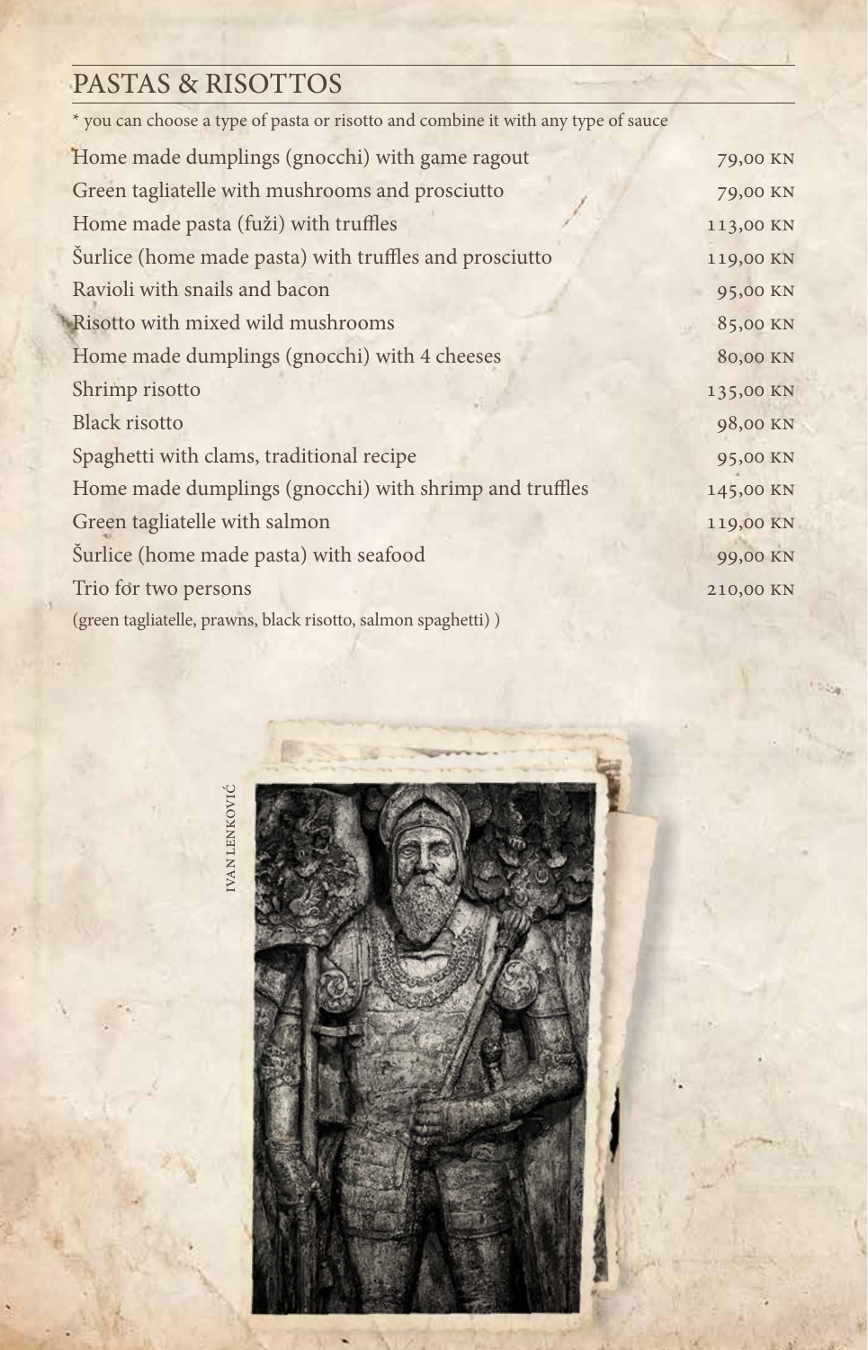## PASTAS & RISOTTOS

* you can choose a type of pasta or risotto and combine it with any type of sauce

| | |
|---|---|
| Home made dumplings (gnocchi) with game ragout | 79,00 KN |
| Green tagliatelle with mushrooms and prosciutto | 79,00 KN |
| Home made pasta (fuži) with truffles | 113,00 KN |
| Šurlice (home made pasta) with truffles and prosciutto | 119,00 KN |
| Ravioli with snails and bacon | 95,00 KN |
| Risotto with mixed wild mushrooms | 85,00 KN |
| Home made dumplings (gnocchi) with 4 cheeses | 80,00 KN |
| Shrimp risotto | 135,00 KN |
| Black risotto | 98,00 KN |
| Spaghetti with clams, traditional recipe | 95,00 KN |
| Home made dumplings (gnocchi) with shrimp and truffles | 145,00 KN |
| Green tagliatelle with salmon | 119,00 KN |
| Šurlice (home made pasta) with seafood | 99,00 KN |
| Trio for two persons | 210,00 KN |

(green tagliatelle, prawns, black risotto, salmon spaghetti) )

IVAN LENKOVIĆ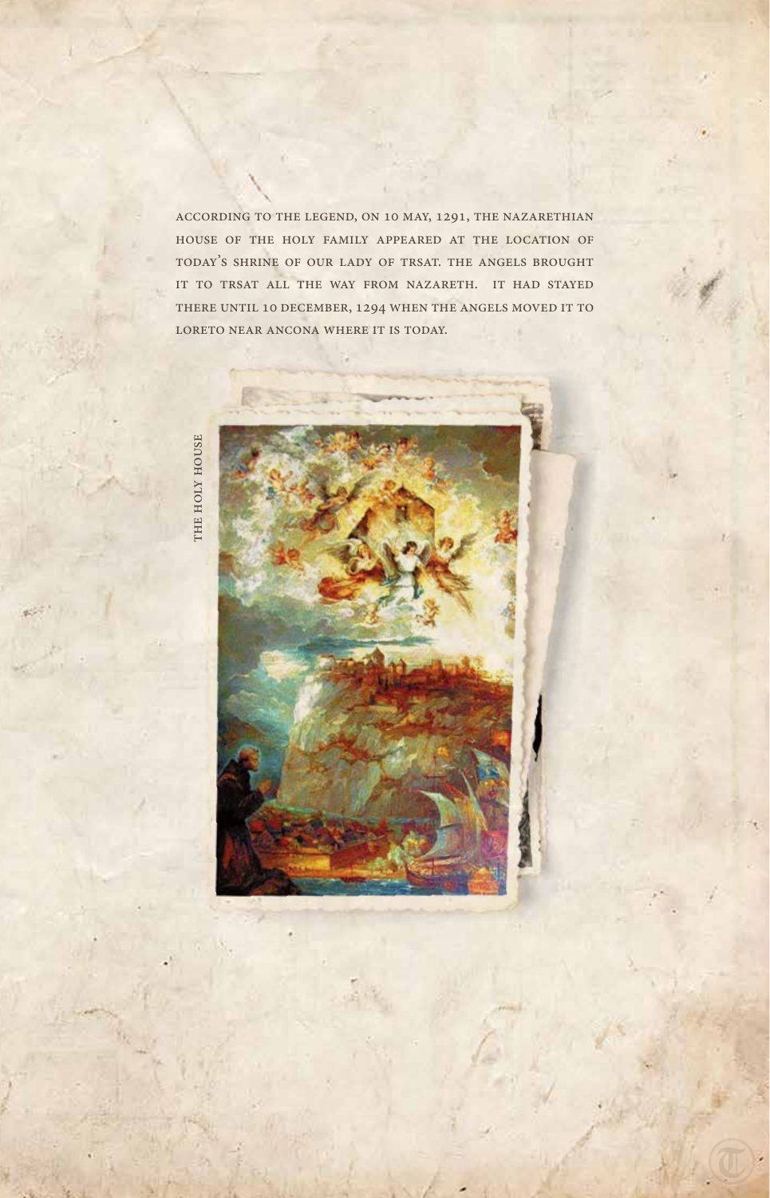According to the legend, on 10 May, 1291, the Nazarethian house of the Holy Family appeared at the location of today's Shrine of Our Lady of Trsat. The angels brought it to Trsat all the way from Nazareth. It had stayed there until 10 December, 1294 when the angels moved it to Loreto near Ancona where it is today.

The Holy House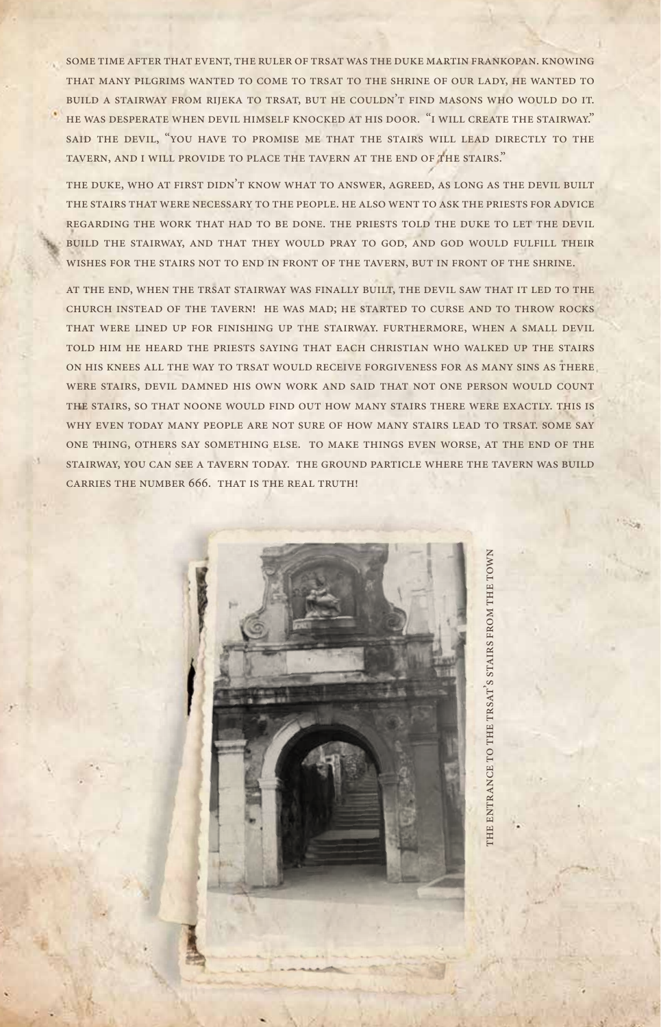Some time after that event, the ruler of Trsat was the Duke Martin Frankopan. Knowing that many pilgrims wanted to come to Trsat to the shrine of Our Lady, he wanted to build a stairway from Rijeka to Trsat, but he couldn't find masons who would do it. He was desperate when devil himself knocked at his door. "I will create the stairway." said the devil, "You have to promise me that the stairs will lead directly to the tavern, and I will provide to place the tavern at the end of the stairs."

The duke, who at first didn't know what to answer, agreed, as long as the devil built the stairs that were necessary to the people. He also went to ask the priests for advice regarding the work that had to be done. The priests told the duke to let the devil build the stairway, and that they would pray to God, and God would fulfill their wishes for the stairs not to end in front of the tavern, but in front of the shrine.

At the end, when the Trsat stairway was finally built, the devil saw that it led to the church instead of the tavern! He was mad; he started to curse and to throw rocks that were lined up for finishing up the stairway. Furthermore, when a small devil told him he heard the priests saying that each Christian who walked up the stairs on his knees all the way to Trsat would receive forgiveness for as many sins as there were stairs, devil damned his own work and said that not one person would count the stairs, so that noone would find out how many stairs there were exactly. This is why even today many people are not sure of how many stairs lead to Trsat. Some say one thing, others say something else. To make things even worse, at the end of the stairway, you can see a tavern today. The ground particle where the tavern was build carries the number 666. That is the real truth!

The entrance to the Trsat's stairs from the town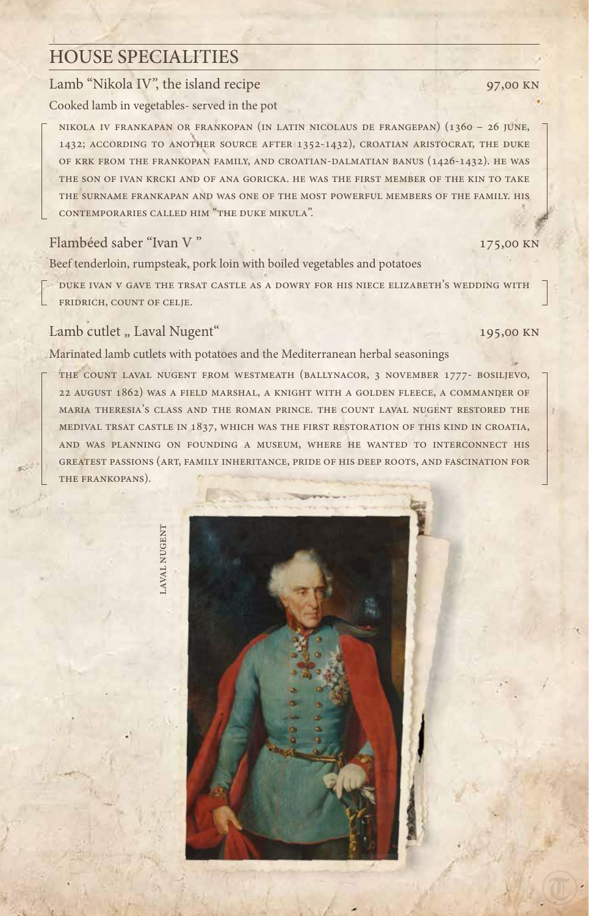# HOUSE SPECIALITIES

## Lamb "Nikola IV", the island recipe — 97,00 KN

Cooked lamb in vegetables- served in the pot

NIKOLA IV FRANKAPAN OR FRANKOPAN (IN LATIN NICOLAUS DE FRANGEPAN) (1360 – 26 JUNE, 1432; ACCORDING TO ANOTHER SOURCE AFTER 1352-1432), CROATIAN ARISTOCRAT, THE DUKE OF KRK FROM THE FRANKOPAN FAMILY, AND CROATIAN-DALMATIAN BANUS (1426-1432). HE WAS THE SON OF IVAN KRCKI AND OF ANA GORICKA. HE WAS THE FIRST MEMBER OF THE KIN TO TAKE THE SURNAME FRANKAPAN AND WAS ONE OF THE MOST POWERFUL MEMBERS OF THE FAMILY. HIS CONTEMPORARIES CALLED HIM "THE DUKE MIKULA".

## Flambéed saber "Ivan V " — 175,00 KN

Beef tenderloin, rumpsteak, pork loin with boiled vegetables and potatoes

DUKE IVAN V GAVE THE TRSAT CASTLE AS A DOWRY FOR HIS NIECE ELIZABETH'S WEDDING WITH FRIDRICH, COUNT OF CELJE.

## Lamb cutlet „ Laval Nugent" — 195,00 KN

Marinated lamb cutlets with potatoes and the Mediterranean herbal seasonings

THE COUNT LAVAL NUGENT FROM WESTMEATH (BALLYNACOR, 3 NOVEMBER 1777- BOSILJEVO, 22 AUGUST 1862) WAS A FIELD MARSHAL, A KNIGHT WITH A GOLDEN FLEECE, A COMMANDER OF MARIA THERESIA'S CLASS AND THE ROMAN PRINCE. THE COUNT LAVAL NUGENT RESTORED THE MEDIVAL TRSAT CASTLE IN 1837, WHICH WAS THE FIRST RESTORATION OF THIS KIND IN CROATIA, AND WAS PLANNING ON FOUNDING A MUSEUM, WHERE HE WANTED TO INTERCONNECT HIS GREATEST PASSIONS (ART, FAMILY INHERITANCE, PRIDE OF HIS DEEP ROOTS, AND FASCINATION FOR THE FRANKOPANS).

LAVAL NUGENT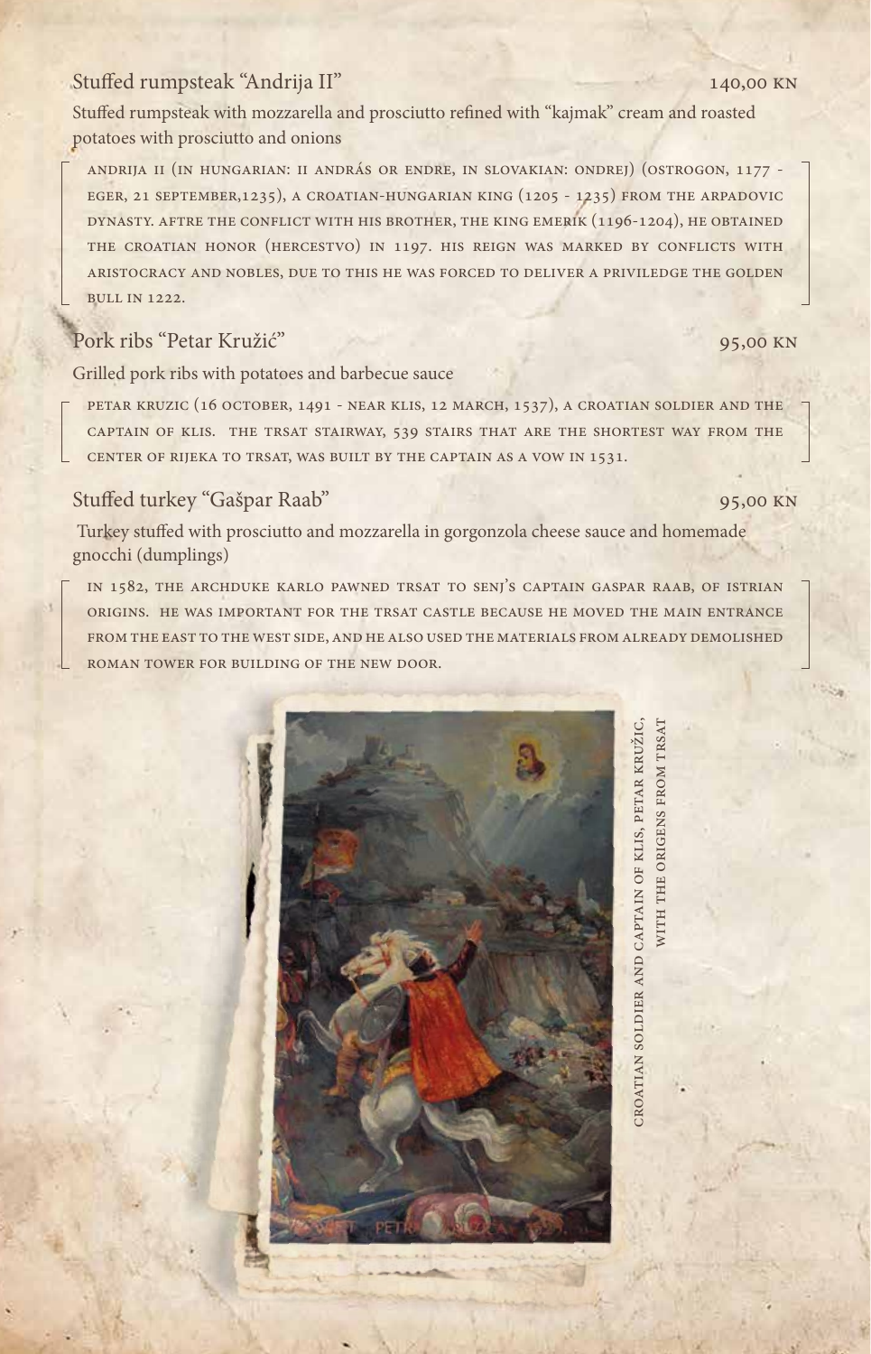## Stuffed rumpsteak "Andrija II" 140,00 KN

Stuffed rumpsteak with mozzarella and prosciutto refined with "kajmak" cream and roasted potatoes with prosciutto and onions

ANDRIJA II (IN HUNGARIAN: II ANDRÁS OR ENDRE, IN SLOVAKIAN: ONDREJ) (OSTROGON, 1177 - EGER, 21 SEPTEMBER,1235), A CROATIAN-HUNGARIAN KING (1205 - 1235) FROM THE ARPADOVIC DYNASTY. AFTRE THE CONFLICT WITH HIS BROTHER, THE KING EMERIK (1196-1204), HE OBTAINED THE CROATIAN HONOR (HERCESTVO) IN 1197. HIS REIGN WAS MARKED BY CONFLICTS WITH ARISTOCRACY AND NOBLES, DUE TO THIS HE WAS FORCED TO DELIVER A PRIVILEDGE THE GOLDEN BULL IN 1222.

## Pork ribs "Petar Kružić" 95,00 KN

Grilled pork ribs with potatoes and barbecue sauce

PETAR KRUZIC (16 OCTOBER, 1491 - NEAR KLIS, 12 MARCH, 1537), A CROATIAN SOLDIER AND THE CAPTAIN OF KLIS. THE TRSAT STAIRWAY, 539 STAIRS THAT ARE THE SHORTEST WAY FROM THE CENTER OF RIJEKA TO TRSAT, WAS BUILT BY THE CAPTAIN AS A VOW IN 1531.

## Stuffed turkey "Gašpar Raab" 95,00 KN

Turkey stuffed with prosciutto and mozzarella in gorgonzola cheese sauce and homemade gnocchi (dumplings)

IN 1582, THE ARCHDUKE KARLO PAWNED TRSAT TO SENJ'S CAPTAIN GASPAR RAAB, OF ISTRIAN ORIGINS. HE WAS IMPORTANT FOR THE TRSAT CASTLE BECAUSE HE MOVED THE MAIN ENTRANCE FROM THE EAST TO THE WEST SIDE, AND HE ALSO USED THE MATERIALS FROM ALREADY DEMOLISHED ROMAN TOWER FOR BUILDING OF THE NEW DOOR.

CROATIAN SOLDIER AND CAPTAIN OF KLIS, PETAR KRUŽIC, WITH THE ORIGENS FROM TRSAT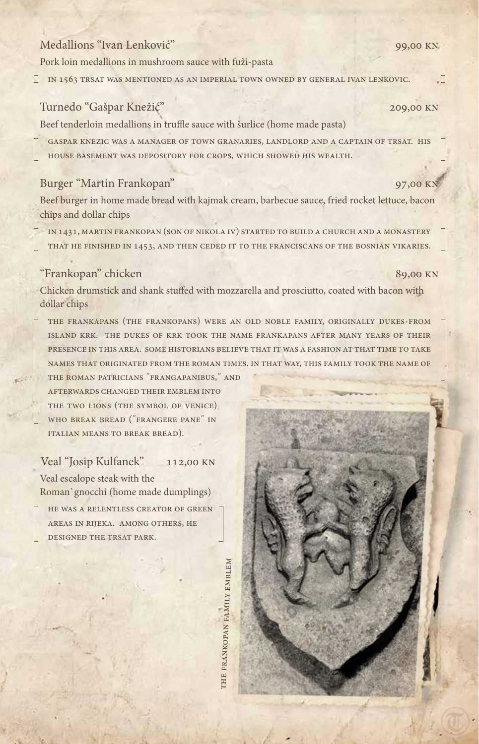## Medallions "Ivan Lenković" — 99,00 KN

Pork loin medallions in mushroom sauce with fuži-pasta

IN 1563 TRSAT WAS MENTIONED AS AN IMPERIAL TOWN OWNED BY GENERAL IVAN LENKOVIC.

## Turnedo "Gašpar Knežić" — 209,00 KN

Beef tenderloin medallions in truffle sauce with šurlice (home made pasta)

GASPAR KNEZIC WAS A MANAGER OF TOWN GRANARIES, LANDLORD AND A CAPTAIN OF TRSAT. HIS HOUSE BASEMENT WAS DEPOSITORY FOR CROPS, WHICH SHOWED HIS WEALTH.

## Burger "Martin Frankopan" — 97,00 KN

Beef burger in home made bread with kajmak cream, barbecue sauce, fried rocket lettuce, bacon chips and dollar chips

IN 1431, MARTIN FRANKOPAN (SON OF NIKOLA IV) STARTED TO BUILD A CHURCH AND A MONASTERY THAT HE FINISHED IN 1453, AND THEN CEDED IT TO THE FRANCISCANS OF THE BOSNIAN VIKARIES.

## "Frankopan" chicken — 89,00 KN

Chicken drumstick and shank stuffed with mozzarella and prosciutto, coated with bacon with dollar chips

THE FRANKAPANS (THE FRANKOPANS) WERE AN OLD NOBLE FAMILY, ORIGINALLY DUKES FROM ISLAND KRK. THE DUKES OF KRK TOOK THE NAME FRANKAPANS AFTER MANY YEARS OF THEIR PRESENCE IN THIS AREA. SOME HISTORIANS BELIEVE THAT IT WAS A FASHION AT THAT TIME TO TAKE NAMES THAT ORIGINATED FROM THE ROMAN TIMES. IN THAT WAY, THIS FAMILY TOOK THE NAME OF THE ROMAN PATRICIANS "FRANGAPANIBUS," AND AFTERWARDS CHANGED THEIR EMBLEM INTO THE TWO LIONS (THE SYMBOL OF VENICE) WHO BREAK BREAD ("FRANGERE PANE" IN ITALIAN MEANS TO BREAK BREAD).

## Veal "Josip Kulfanek" — 112,00 KN

Veal escalope steak with the Roman`gnocchi (home made dumplings)

HE WAS A RELENTLESS CREATOR OF GREEN AREAS IN RIJEKA. AMONG OTHERS, HE DESIGNED THE TRSAT PARK.

THE FRANKOPAN FAMILY EMBLEM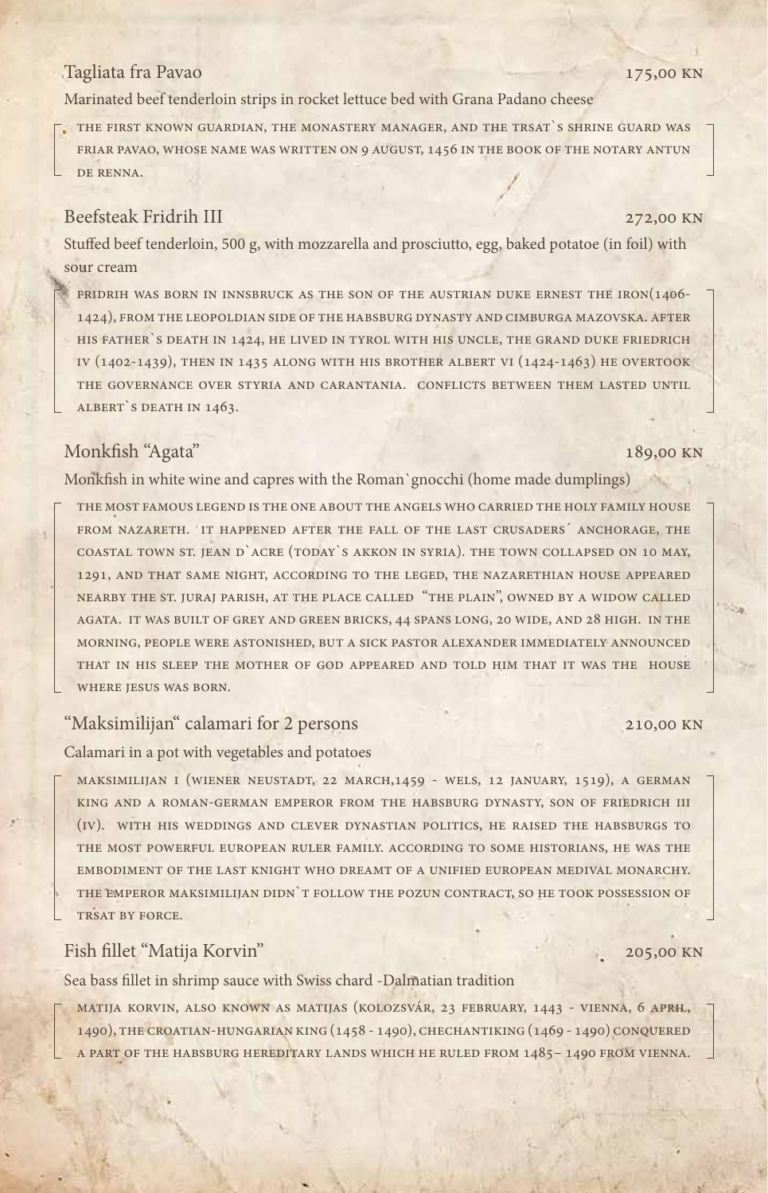## Tagliata fra Pavao — 175,00 KN

Marinated beef tenderloin strips in rocket lettuce bed with Grana Padano cheese

The first known guardian, the monastery manager, and the Trsat`s shrine guard was friar Pavao, whose name was written on 9 August, 1456 in the book of the notary Antun de Renna.

## Beefsteak Fridrih III — 272,00 KN

Stuffed beef tenderloin, 500 g, with mozzarella and prosciutto, egg, baked potatoe (in foil) with sour cream

Fridrih was born in Innsbruck as the son of the Austrian duke Ernest the Iron(1406-1424), from the Leopoldian side of the Habsburg dynasty and Cimburga Mazovska. After his father`s death in 1424, he lived in Tyrol with his uncle, the grand duke Friedrich IV (1402-1439), then in 1435 along with his brother Albert VI (1424-1463) he overtook the governance over Styria and Carantania. Conflicts between them lasted until Albert`s death in 1463.

## Monkfish "Agata" — 189,00 KN

Monkfish in white wine and capres with the Roman`gnocchi (home made dumplings)

The most famous legend is the one about the angels who carried the Holy family house from Nazareth. It happened after the fall of the last crusaders´ anchorage, the coastal town St. Jean d`Acre (today`s Akkon in Syria). The town collapsed on 10 May, 1291, and that same night, according to the leged, the Nazarethian house appeared nearby the St. Juraj parish, at the place called "The plain", owned by a widow called Agata. It was built of grey and green bricks, 44 spans long, 20 wide, and 28 high. In the morning, people were astonished, but a sick pastor Alexander immediately announced that in his sleep the Mother of God appeared and told him that it was the house where Jesus was born.

## "Maksimilijan" calamari for 2 persons — 210,00 KN

Calamari in a pot with vegetables and potatoes

Maksimilijan I (Wiener Neustadt, 22 March,1459 - Wels, 12 January, 1519), a German king and a Roman-German emperor from the Habsburg dynasty, son of Friedrich III (IV). With his weddings and clever dynastian politics, he raised the Habsburgs to the most powerful European ruler family. According to some historians, he was the embodiment of the last knight who dreamt of a unified European medival monarchy. The emperor Maksimilijan didn`t follow the Pozun contract, so he took possession of Trsat by force.

## Fish fillet "Matija Korvin" — 205,00 KN

Sea bass fillet in shrimp sauce with Swiss chard -Dalmatian tradition

Matija Korvin, also known as Matijas (Kolozsvár, 23 February, 1443 - Vienna, 6 April, 1490), the Croatian-Hungarian king (1458 - 1490), Chechantiking (1469 - 1490) conquered a part of the Habsburg hereditary lands which he ruled from 1485– 1490 from Vienna.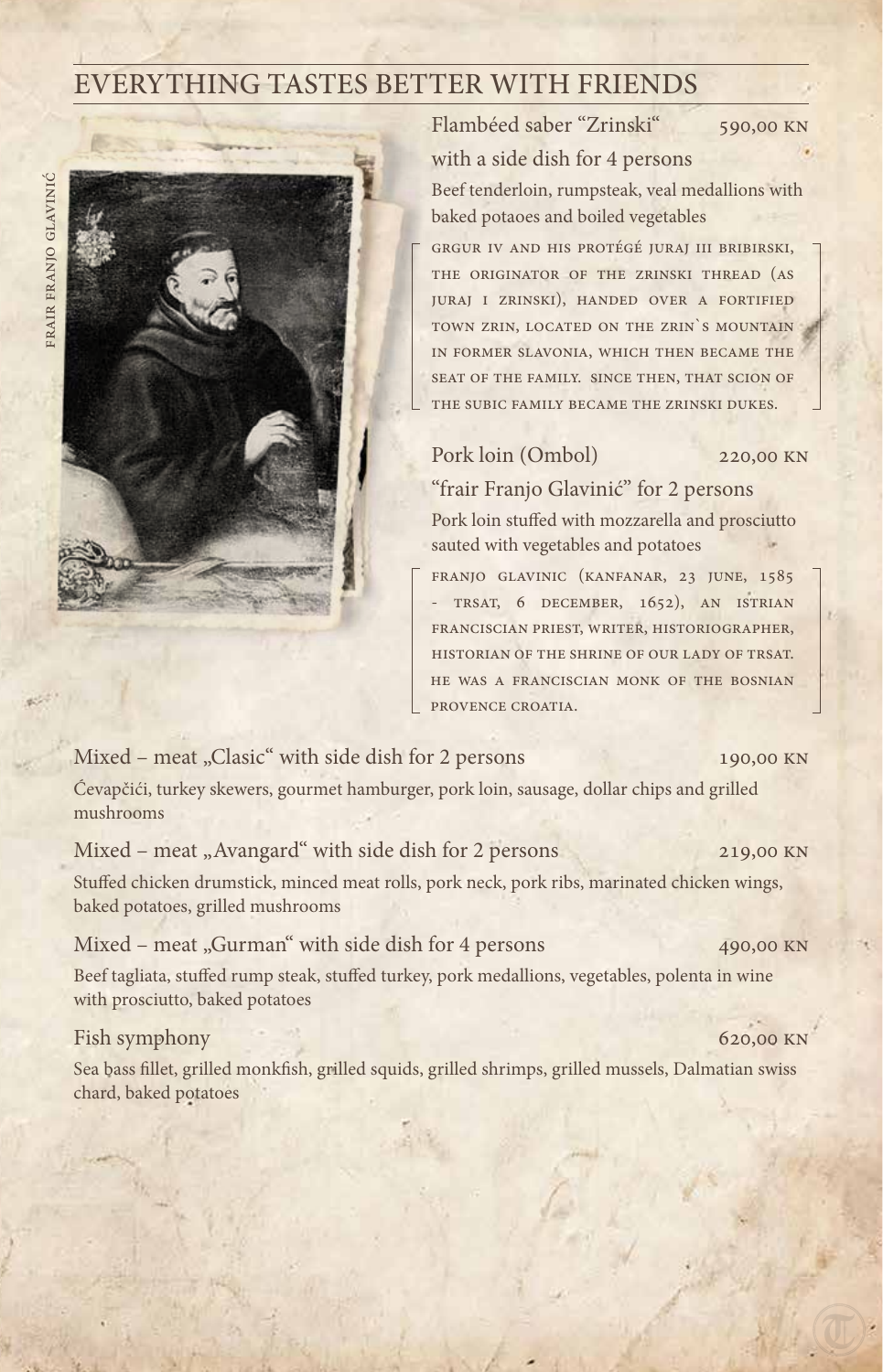# EVERYTHING TASTES BETTER WITH FRIENDS

FRAIR FRANJO GLAVINIĆ

**Flambéed saber "Zrinski" with a side dish for 4 persons** — 590,00 KN

Beef tenderloin, rumpsteak, veal medallions with baked potaoes and boiled vegetables

GRGUR IV AND HIS PROTÉGÉ JURAJ III BRIBIRSKI, THE ORIGINATOR OF THE ZRINSKI THREAD (AS JURAJ I ZRINSKI), HANDED OVER A FORTIFIED TOWN ZRIN, LOCATED ON THE ZRIN`S MOUNTAIN IN FORMER SLAVONIA, WHICH THEN BECAME THE SEAT OF THE FAMILY. SINCE THEN, THAT SCION OF THE SUBIC FAMILY BECAME THE ZRINSKI DUKES.

**Pork loin (Ombol) "frair Franjo Glavinić" for 2 persons** — 220,00 KN

Pork loin stuffed with mozzarella and prosciutto sauted with vegetables and potatoes

FRANJO GLAVINIC (KANFANAR, 23 JUNE, 1585 - TRSAT, 6 DECEMBER, 1652), AN ISTRIAN FRANCISCIAN PRIEST, WRITER, HISTORIOGRAPHER, HISTORIAN OF THE SHRINE OF OUR LADY OF TRSAT. HE WAS A FRANCISCIAN MONK OF THE BOSNIAN PROVENCE CROATIA.

**Mixed – meat „Clasic" with side dish for 2 persons** — 190,00 KN

Ćevapčići, turkey skewers, gourmet hamburger, pork loin, sausage, dollar chips and grilled mushrooms

**Mixed – meat „Avangard" with side dish for 2 persons** — 219,00 KN

Stuffed chicken drumstick, minced meat rolls, pork neck, pork ribs, marinated chicken wings, baked potatoes, grilled mushrooms

**Mixed – meat „Gurman" with side dish for 4 persons** — 490,00 KN

Beef tagliata, stuffed rump steak, stuffed turkey, pork medallions, vegetables, polenta in wine with prosciutto, baked potatoes

**Fish symphony** — 620,00 KN

Sea bass fillet, grilled monkfish, grilled squids, grilled shrimps, grilled mussels, Dalmatian swiss chard, baked potatoes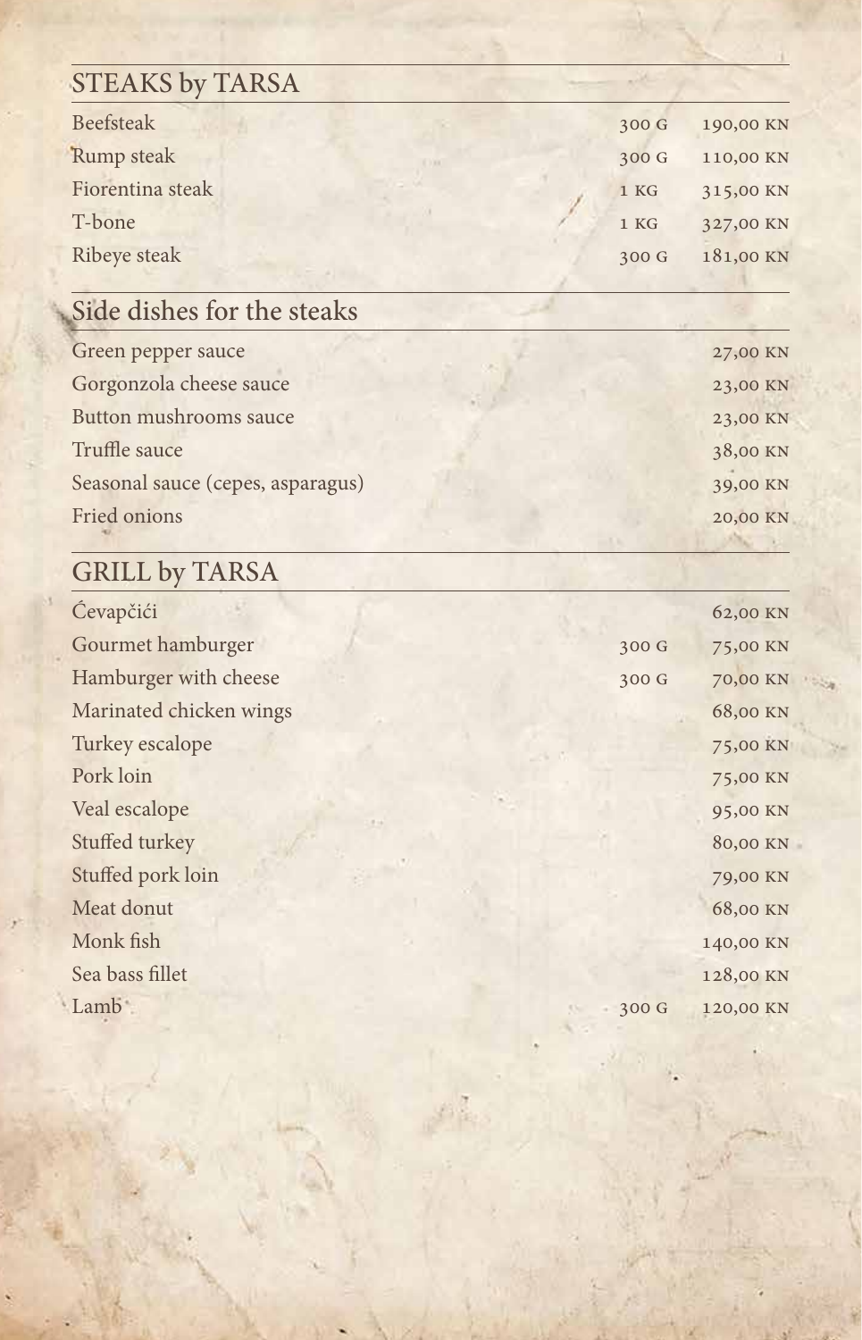## STEAKS by TARSA

| Item | Weight | Price |
| --- | --- | --- |
| Beefsteak | 300 G | 190,00 KN |
| Rump steak | 300 G | 110,00 KN |
| Fiorentina steak | 1 KG | 315,00 KN |
| T-bone | 1 KG | 327,00 KN |
| Ribeye steak | 300 G | 181,00 KN |

## Side dishes for the steaks

| Item | Price |
| --- | --- |
| Green pepper sauce | 27,00 KN |
| Gorgonzola cheese sauce | 23,00 KN |
| Button mushrooms sauce | 23,00 KN |
| Truffle sauce | 38,00 KN |
| Seasonal sauce (cepes, asparagus) | 39,00 KN |
| Fried onions | 20,00 KN |

## GRILL by TARSA

| Item | Weight | Price |
| --- | --- | --- |
| Ćevapčići | | 62,00 KN |
| Gourmet hamburger | 300 G | 75,00 KN |
| Hamburger with cheese | 300 G | 70,00 KN |
| Marinated chicken wings | | 68,00 KN |
| Turkey escalope | | 75,00 KN |
| Pork loin | | 75,00 KN |
| Veal escalope | | 95,00 KN |
| Stuffed turkey | | 80,00 KN |
| Stuffed pork loin | | 79,00 KN |
| Meat donut | | 68,00 KN |
| Monk fish | | 140,00 KN |
| Sea bass fillet | | 128,00 KN |
| Lamb | 300 G | 120,00 KN |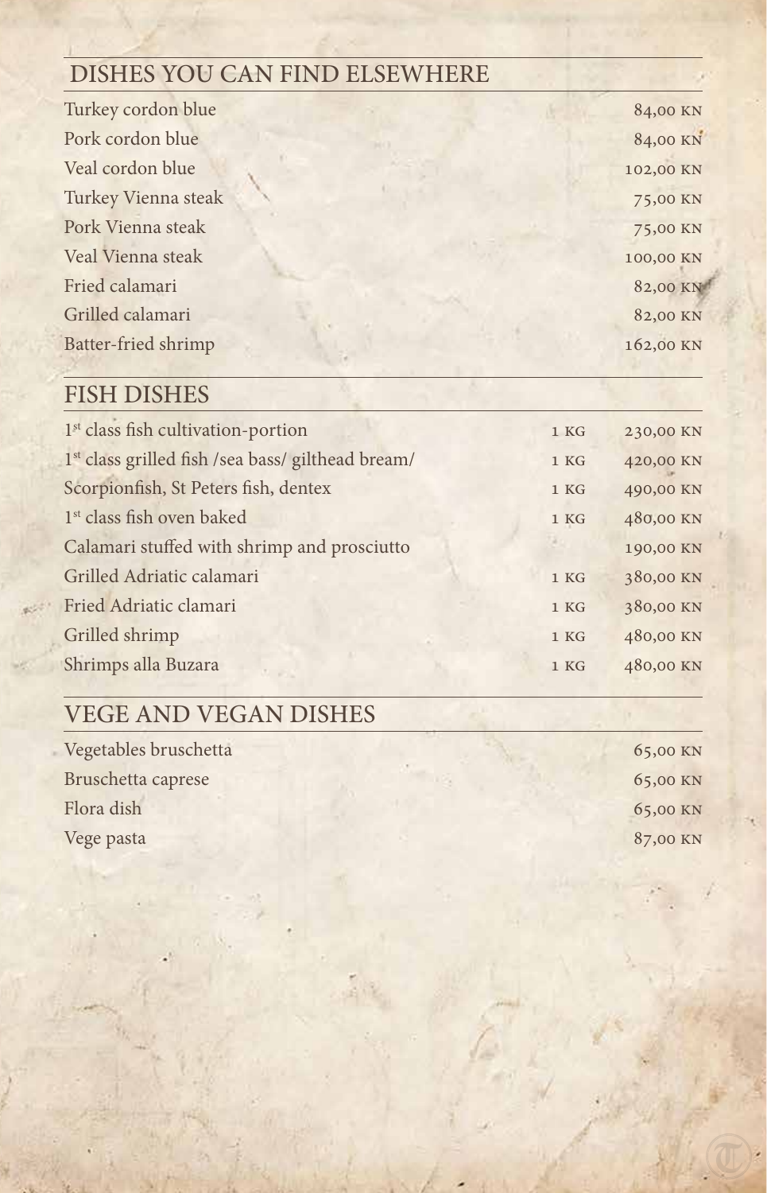## DISHES YOU CAN FIND ELSEWHERE

| | |
|---|---|
| Turkey cordon blue | 84,00 KN |
| Pork cordon blue | 84,00 KN |
| Veal cordon blue | 102,00 KN |
| Turkey Vienna steak | 75,00 KN |
| Pork Vienna steak | 75,00 KN |
| Veal Vienna steak | 100,00 KN |
| Fried calamari | 82,00 KN |
| Grilled calamari | 82,00 KN |
| Batter-fried shrimp | 162,00 KN |

## FISH DISHES

| | | |
|---|---|---|
| 1st class fish cultivation-portion | 1 KG | 230,00 KN |
| 1st class grilled fish /sea bass/ gilthead bream/ | 1 KG | 420,00 KN |
| Scorpionfish, St Peters fish, dentex | 1 KG | 490,00 KN |
| 1st class fish oven baked | 1 KG | 480,00 KN |
| Calamari stuffed with shrimp and prosciutto | | 190,00 KN |
| Grilled Adriatic calamari | 1 KG | 380,00 KN |
| Fried Adriatic clamari | 1 KG | 380,00 KN |
| Grilled shrimp | 1 KG | 480,00 KN |
| Shrimps alla Buzara | 1 KG | 480,00 KN |

## VEGE AND VEGAN DISHES

| | |
|---|---|
| Vegetables bruschetta | 65,00 KN |
| Bruschetta caprese | 65,00 KN |
| Flora dish | 65,00 KN |
| Vege pasta | 87,00 KN |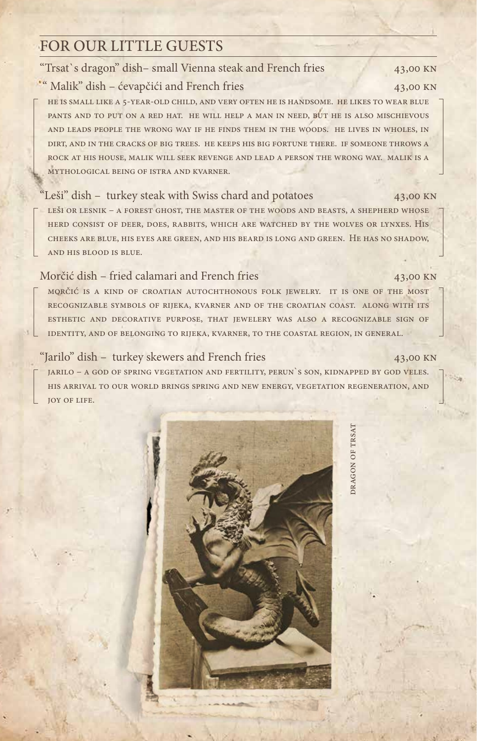## FOR OUR LITTLE GUESTS

"Trsat`s dragon" dish– small Vienna steak and French fries — 43,00 KN

" Malik" dish – ćevapčići and French fries — 43,00 KN

HE IS SMALL LIKE A 5-YEAR-OLD CHILD, AND VERY OFTEN HE IS HANDSOME. HE LIKES TO WEAR BLUE PANTS AND TO PUT ON A RED HAT. HE WILL HELP A MAN IN NEED, BUT HE IS ALSO MISCHIEVOUS AND LEADS PEOPLE THE WRONG WAY IF HE FINDS THEM IN THE WOODS. HE LIVES IN WHOLES, IN DIRT, AND IN THE CRACKS OF BIG TREES. HE KEEPS HIS BIG FORTUNE THERE. IF SOMEONE THROWS A ROCK AT HIS HOUSE, MALIK WILL SEEK REVENGE AND LEAD A PERSON THE WRONG WAY. MALIK IS A MYTHOLOGICAL BEING OF ISTRA AND KVARNER.

"Leši" dish – turkey steak with Swiss chard and potatoes — 43,00 KN

LEŠI OR LESNIK – A FOREST GHOST, THE MASTER OF THE WOODS AND BEASTS, A SHEPHERD WHOSE HERD CONSIST OF DEER, DOES, RABBITS, WHICH ARE WATCHED BY THE WOLVES OR LYNXES. HIS CHEEKS ARE BLUE, HIS EYES ARE GREEN, AND HIS BEARD IS LONG AND GREEN. HE HAS NO SHADOW, AND HIS BLOOD IS BLUE.

Morčić dish – fried calamari and French fries — 43,00 KN

MORČIĆ IS A KIND OF CROATIAN AUTOCHTHONOUS FOLK JEWELRY. IT IS ONE OF THE MOST RECOGNIZABLE SYMBOLS OF RIJEKA, KVARNER AND OF THE CROATIAN COAST. ALONG WITH ITS ESTHETIC AND DECORATIVE PURPOSE, THAT JEWELERY WAS ALSO A RECOGNIZABLE SIGN OF IDENTITY, AND OF BELONGING TO RIJEKA, KVARNER, TO THE COASTAL REGION, IN GENERAL.

"Jarilo" dish – turkey skewers and French fries — 43,00 KN

JARILO – A GOD OF SPRING VEGETATION AND FERTILITY, PERUN`S SON, KIDNAPPED BY GOD VELES. HIS ARRIVAL TO OUR WORLD BRINGS SPRING AND NEW ENERGY, VEGETATION REGENERATION, AND JOY OF LIFE.

DRAGON OF TRSAT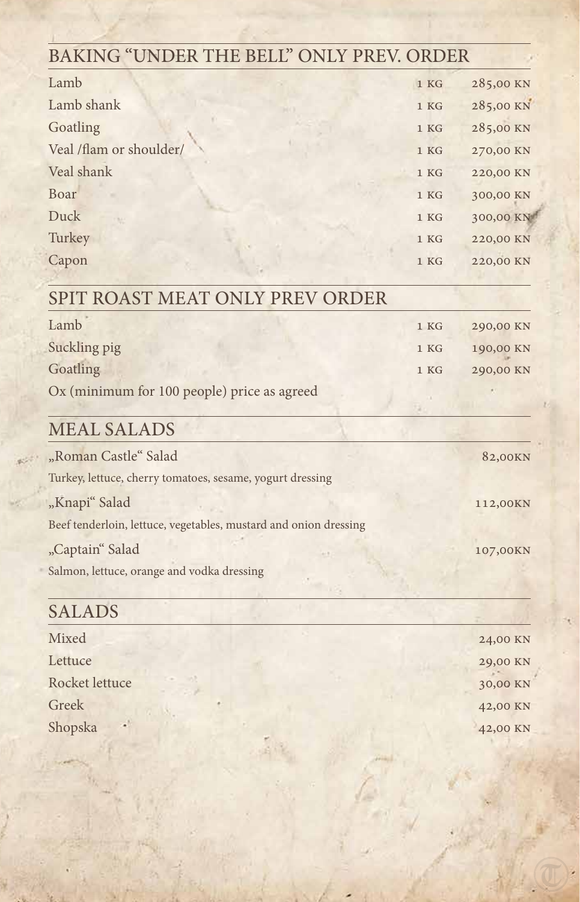## BAKING "UNDER THE BELL" ONLY PREV. ORDER

| | | |
|---|---|---|
| Lamb | 1 KG | 285,00 KN |
| Lamb shank | 1 KG | 285,00 KN |
| Goatling | 1 KG | 285,00 KN |
| Veal /flam or shoulder/ | 1 KG | 270,00 KN |
| Veal shank | 1 KG | 220,00 KN |
| Boar | 1 KG | 300,00 KN |
| Duck | 1 KG | 300,00 KN |
| Turkey | 1 KG | 220,00 KN |
| Capon | 1 KG | 220,00 KN |

## SPIT ROAST MEAT ONLY PREV ORDER

| | | |
|---|---|---|
| Lamb | 1 KG | 290,00 KN |
| Suckling pig | 1 KG | 190,00 KN |
| Goatling | 1 KG | 290,00 KN |
| Ox (minimum for 100 people) price as agreed | | |

## MEAL SALADS

„Roman Castle" Salad — 82,00KN

Turkey, lettuce, cherry tomatoes, sesame, yogurt dressing

„Knapi" Salad — 112,00KN

Beef tenderloin, lettuce, vegetables, mustard and onion dressing

„Captain" Salad — 107,00KN

Salmon, lettuce, orange and vodka dressing

## SALADS

| | |
|---|---|
| Mixed | 24,00 KN |
| Lettuce | 29,00 KN |
| Rocket lettuce | 30,00 KN |
| Greek | 42,00 KN |
| Shopska | 42,00 KN |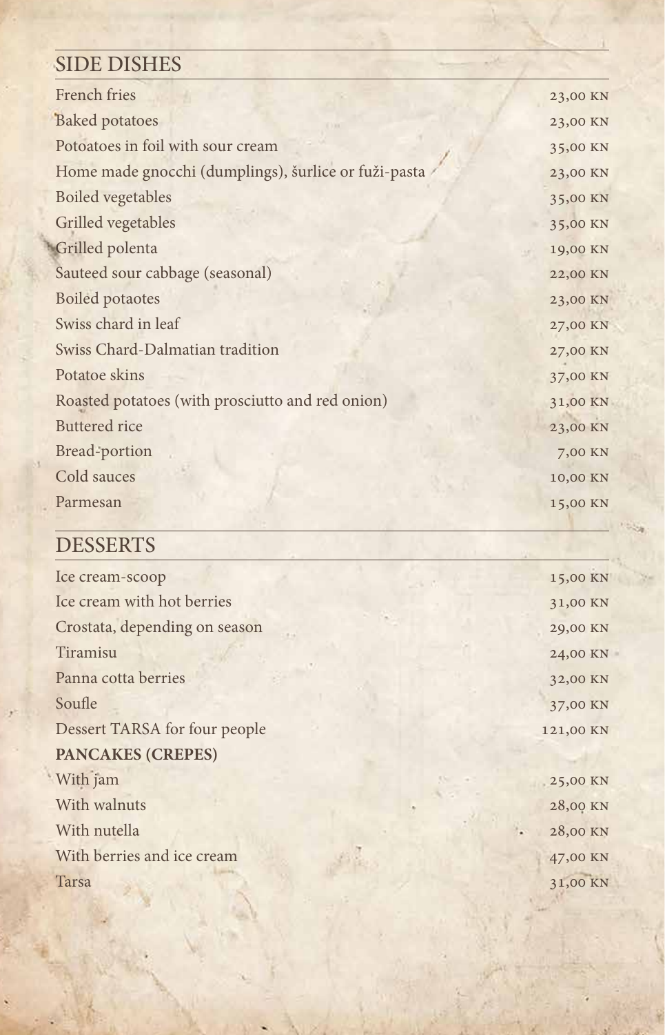## SIDE DISHES

| | |
|---|---|
| French fries | 23,00 KN |
| Baked potatoes | 23,00 KN |
| Potoatoes in foil with sour cream | 35,00 KN |
| Home made gnocchi (dumplings), šurlice or fuži-pasta | 23,00 KN |
| Boiled vegetables | 35,00 KN |
| Grilled vegetables | 35,00 KN |
| Grilled polenta | 19,00 KN |
| Sauteed sour cabbage (seasonal) | 22,00 KN |
| Boiled potaotes | 23,00 KN |
| Swiss chard in leaf | 27,00 KN |
| Swiss Chard-Dalmatian tradition | 27,00 KN |
| Potatoe skins | 37,00 KN |
| Roasted potatoes (with prosciutto and red onion) | 31,00 KN |
| Buttered rice | 23,00 KN |
| Bread-portion | 7,00 KN |
| Cold sauces | 10,00 KN |
| Parmesan | 15,00 KN |

## DESSERTS

| | |
|---|---|
| Ice cream-scoop | 15,00 KN |
| Ice cream with hot berries | 31,00 KN |
| Crostata, depending on season | 29,00 KN |
| Tiramisu | 24,00 KN |
| Panna cotta berries | 32,00 KN |
| Soufle | 37,00 KN |
| Dessert TARSA for four people | 121,00 KN |
| **PANCAKES (CREPES)** | |
| With jam | 25,00 KN |
| With walnuts | 28,00 KN |
| With nutella | 28,00 KN |
| With berries and ice cream | 47,00 KN |
| Tarsa | 31,00 KN |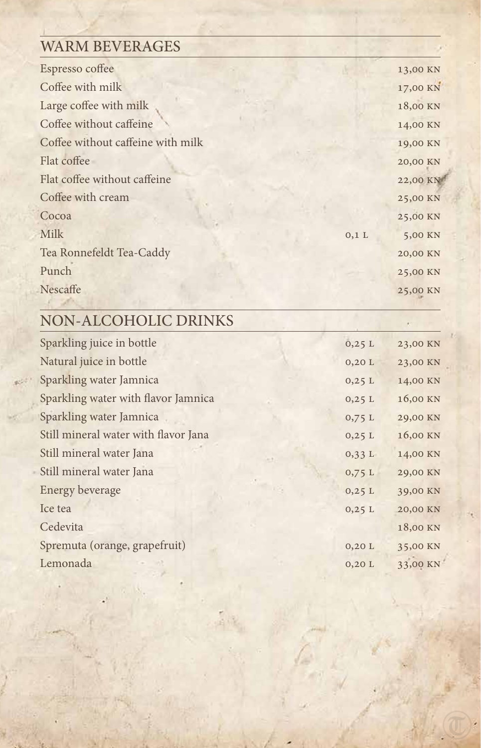## WARM BEVERAGES

| Item | Volume | Price |
|---|---|---|
| Espresso coffee | | 13,00 KN |
| Coffee with milk | | 17,00 KN |
| Large coffee with milk | | 18,00 KN |
| Coffee without caffeine | | 14,00 KN |
| Coffee without caffeine with milk | | 19,00 KN |
| Flat coffee | | 20,00 KN |
| Flat coffee without caffeine | | 22,00 KN |
| Coffee with cream | | 25,00 KN |
| Cocoa | | 25,00 KN |
| Milk | 0,1 L | 5,00 KN |
| Tea Ronnefeldt Tea-Caddy | | 20,00 KN |
| Punch | | 25,00 KN |
| Nescaffe | | 25,00 KN |

## NON-ALCOHOLIC DRINKS

| Item | Volume | Price |
|---|---|---|
| Sparkling juice in bottle | 0,25 L | 23,00 KN |
| Natural juice in bottle | 0,20 L | 23,00 KN |
| Sparkling water Jamnica | 0,25 L | 14,00 KN |
| Sparkling water with flavor Jamnica | 0,25 L | 16,00 KN |
| Sparkling water Jamnica | 0,75 L | 29,00 KN |
| Still mineral water with flavor Jana | 0,25 L | 16,00 KN |
| Still mineral water Jana | 0,33 L | 14,00 KN |
| Still mineral water Jana | 0,75 L | 29,00 KN |
| Energy beverage | 0,25 L | 39,00 KN |
| Ice tea | 0,25 L | 20,00 KN |
| Cedevita | | 18,00 KN |
| Spremuta (orange, grapefruit) | 0,20 L | 35,00 KN |
| Lemonada | 0,20 L | 33,00 KN |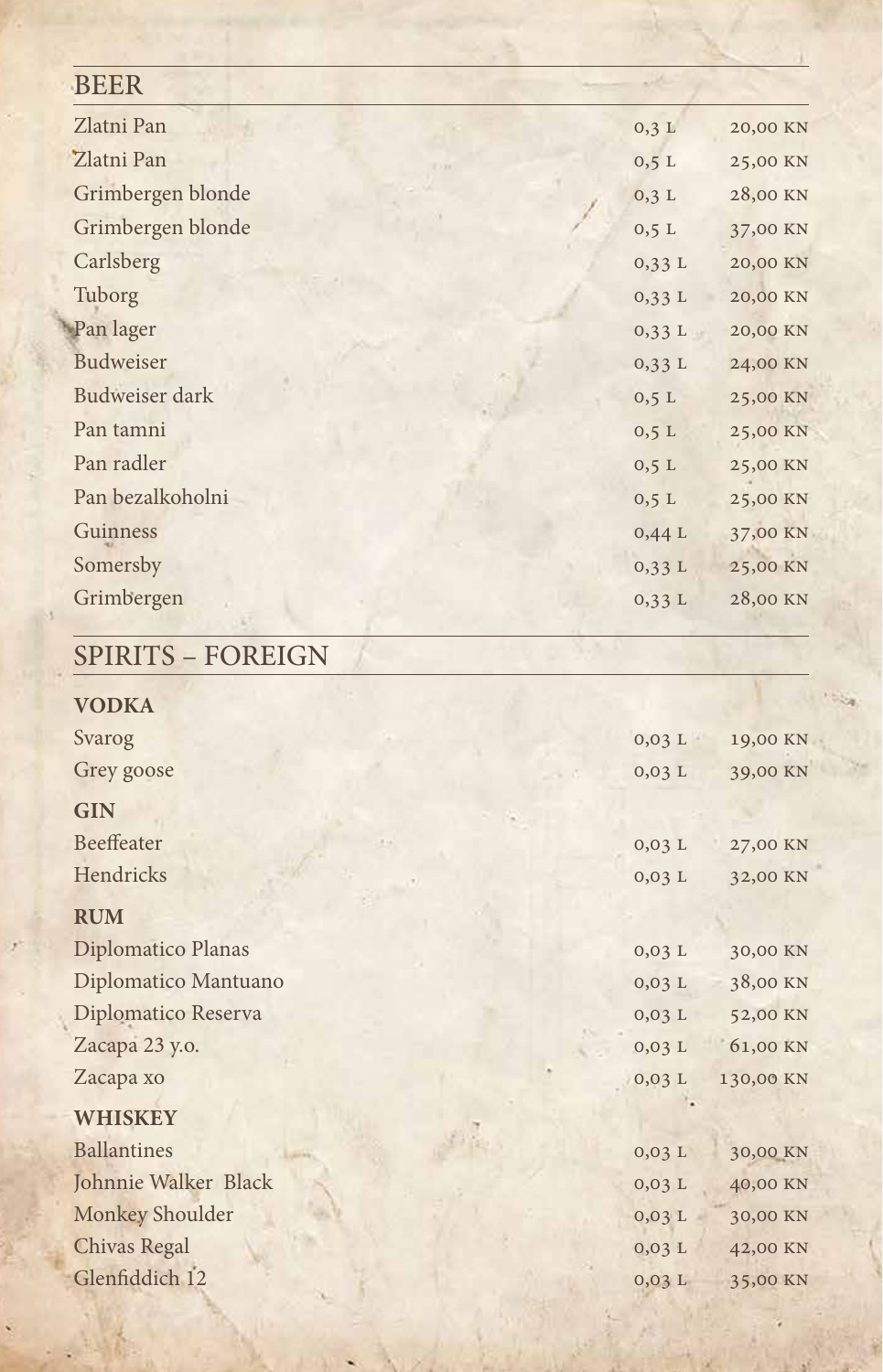## BEER

| | | |
|---|---|---|
| Zlatni Pan | 0,3 L | 20,00 KN |
| Zlatni Pan | 0,5 L | 25,00 KN |
| Grimbergen blonde | 0,3 L | 28,00 KN |
| Grimbergen blonde | 0,5 L | 37,00 KN |
| Carlsberg | 0,33 L | 20,00 KN |
| Tuborg | 0,33 L | 20,00 KN |
| Pan lager | 0,33 L | 20,00 KN |
| Budweiser | 0,33 L | 24,00 KN |
| Budweiser dark | 0,5 L | 25,00 KN |
| Pan tamni | 0,5 L | 25,00 KN |
| Pan radler | 0,5 L | 25,00 KN |
| Pan bezalkoholni | 0,5 L | 25,00 KN |
| Guinness | 0,44 L | 37,00 KN |
| Somersby | 0,33 L | 25,00 KN |
| Grimbergen | 0,33 L | 28,00 KN |

## SPIRITS – FOREIGN

### VODKA

| | | |
|---|---|---|
| Svarog | 0,03 L | 19,00 KN |
| Grey goose | 0,03 L | 39,00 KN |

### GIN

| | | |
|---|---|---|
| Beeffeater | 0,03 L | 27,00 KN |
| Hendricks | 0,03 L | 32,00 KN |

### RUM

| | | |
|---|---|---|
| Diplomatico Planas | 0,03 L | 30,00 KN |
| Diplomatico Mantuano | 0,03 L | 38,00 KN |
| Diplomatico Reserva | 0,03 L | 52,00 KN |
| Zacapa 23 y.o. | 0,03 L | 61,00 KN |
| Zacapa xo | 0,03 L | 130,00 KN |

### WHISKEY

| | | |
|---|---|---|
| Ballantines | 0,03 L | 30,00 KN |
| Johnnie Walker Black | 0,03 L | 40,00 KN |
| Monkey Shoulder | 0,03 L | 30,00 KN |
| Chivas Regal | 0,03 L | 42,00 KN |
| Glenfiddich 12 | 0,03 L | 35,00 KN |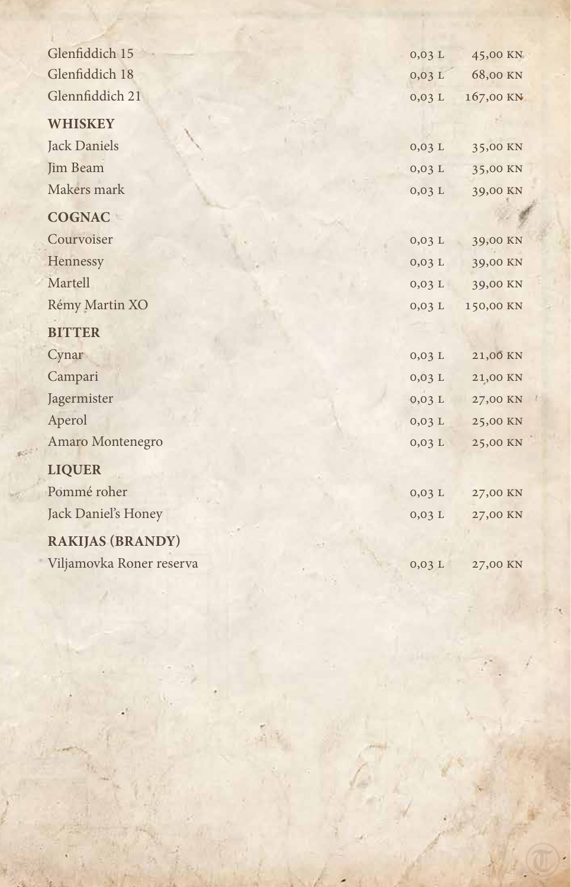| | | |
|---|---|---|
| Glenfiddich 15 | 0,03 L | 45,00 KN |
| Glenfiddich 18 | 0,03 L | 68,00 KN |
| Glennfiddich 21 | 0,03 L | 167,00 KN |

## WHISKEY

| | | |
|---|---|---|
| Jack Daniels | 0,03 L | 35,00 KN |
| Jim Beam | 0,03 L | 35,00 KN |
| Makers mark | 0,03 L | 39,00 KN |

## COGNAC

| | | |
|---|---|---|
| Courvoiser | 0,03 L | 39,00 KN |
| Hennessy | 0,03 L | 39,00 KN |
| Martell | 0,03 L | 39,00 KN |
| Rémy Martin XO | 0,03 L | 150,00 KN |

## BITTER

| | | |
|---|---|---|
| Cynar | 0,03 L | 21,00 KN |
| Campari | 0,03 L | 21,00 KN |
| Jagermister | 0,03 L | 27,00 KN |
| Aperol | 0,03 L | 25,00 KN |
| Amaro Montenegro | 0,03 L | 25,00 KN |

## LIQUER

| | | |
|---|---|---|
| Pommé roher | 0,03 L | 27,00 KN |
| Jack Daniel's Honey | 0,03 L | 27,00 KN |

## RAKIJAS (BRANDY)

| | | |
|---|---|---|
| Viljamovka Roner reserva | 0,03 L | 27,00 KN |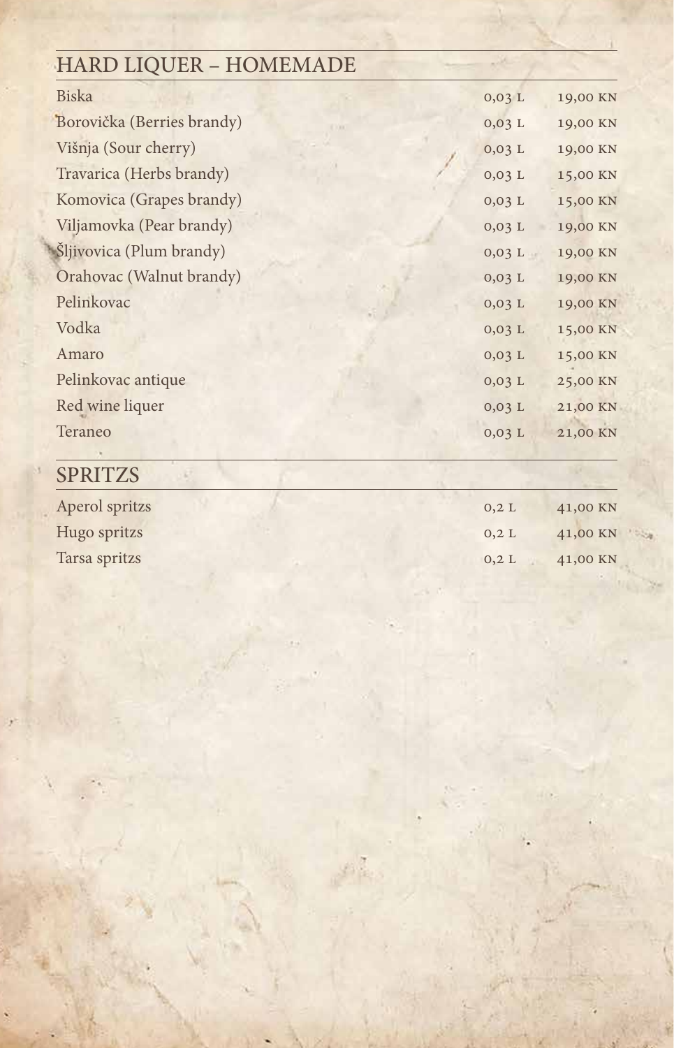## HARD LIQUER – HOMEMADE

| | | |
|---|---|---|
| Biska | 0,03 L | 19,00 KN |
| Borovička (Berries brandy) | 0,03 L | 19,00 KN |
| Višnja (Sour cherry) | 0,03 L | 19,00 KN |
| Travarica (Herbs brandy) | 0,03 L | 15,00 KN |
| Komovica (Grapes brandy) | 0,03 L | 15,00 KN |
| Viljamovka (Pear brandy) | 0,03 L | 19,00 KN |
| Šljivovica (Plum brandy) | 0,03 L | 19,00 KN |
| Orahovac (Walnut brandy) | 0,03 L | 19,00 KN |
| Pelinkovac | 0,03 L | 19,00 KN |
| Vodka | 0,03 L | 15,00 KN |
| Amaro | 0,03 L | 15,00 KN |
| Pelinkovac antique | 0,03 L | 25,00 KN |
| Red wine liquer | 0,03 L | 21,00 KN |
| Teraneo | 0,03 L | 21,00 KN |

## SPRITZS

| | | |
|---|---|---|
| Aperol spritzs | 0,2 L | 41,00 KN |
| Hugo spritzs | 0,2 L | 41,00 KN |
| Tarsa spritzs | 0,2 L | 41,00 KN |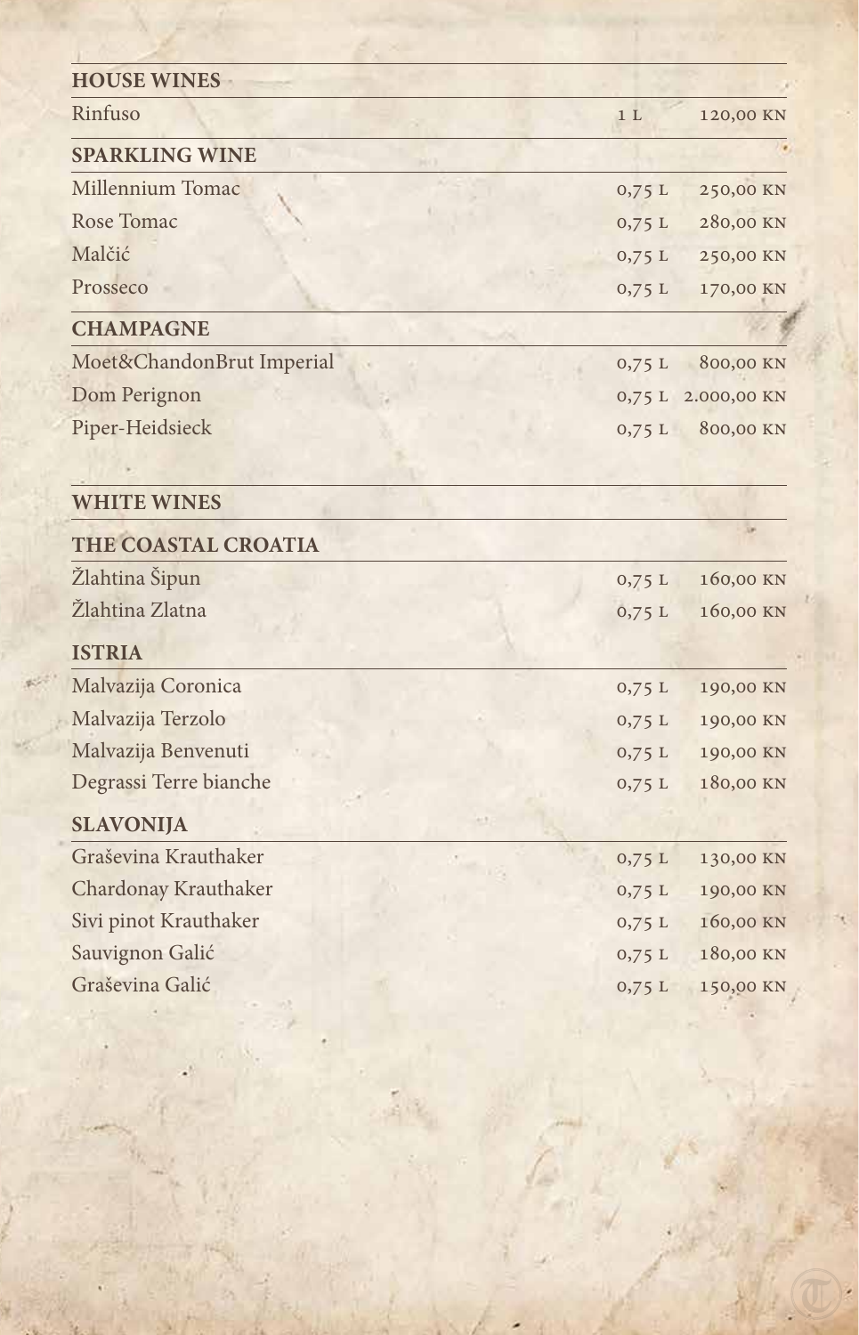## HOUSE WINES

| | | |
|---|---|---|
| Rinfuso | 1 L | 120,00 KN |

## SPARKLING WINE

| | | |
|---|---|---|
| Millennium Tomac | 0,75 L | 250,00 KN |
| Rose Tomac | 0,75 L | 280,00 KN |
| Malčić | 0,75 L | 250,00 KN |
| Prosseco | 0,75 L | 170,00 KN |

## CHAMPAGNE

| | | |
|---|---|---|
| Moet&ChandonBrut Imperial | 0,75 L | 800,00 KN |
| Dom Perignon | 0,75 L | 2.000,00 KN |
| Piper-Heidsieck | 0,75 L | 800,00 KN |

## WHITE WINES

### THE COASTAL CROATIA

| | | |
|---|---|---|
| Žlahtina Šipun | 0,75 L | 160,00 KN |
| Žlahtina Zlatna | 0,75 L | 160,00 KN |

### ISTRIA

| | | |
|---|---|---|
| Malvazija Coronica | 0,75 L | 190,00 KN |
| Malvazija Terzolo | 0,75 L | 190,00 KN |
| Malvazija Benvenuti | 0,75 L | 190,00 KN |
| Degrassi Terre bianche | 0,75 L | 180,00 KN |

### SLAVONIJA

| | | |
|---|---|---|
| Graševina Krauthaker | 0,75 L | 130,00 KN |
| Chardonay Krauthaker | 0,75 L | 190,00 KN |
| Sivi pinot Krauthaker | 0,75 L | 160,00 KN |
| Sauvignon Galić | 0,75 L | 180,00 KN |
| Graševina Galić | 0,75 L | 150,00 KN |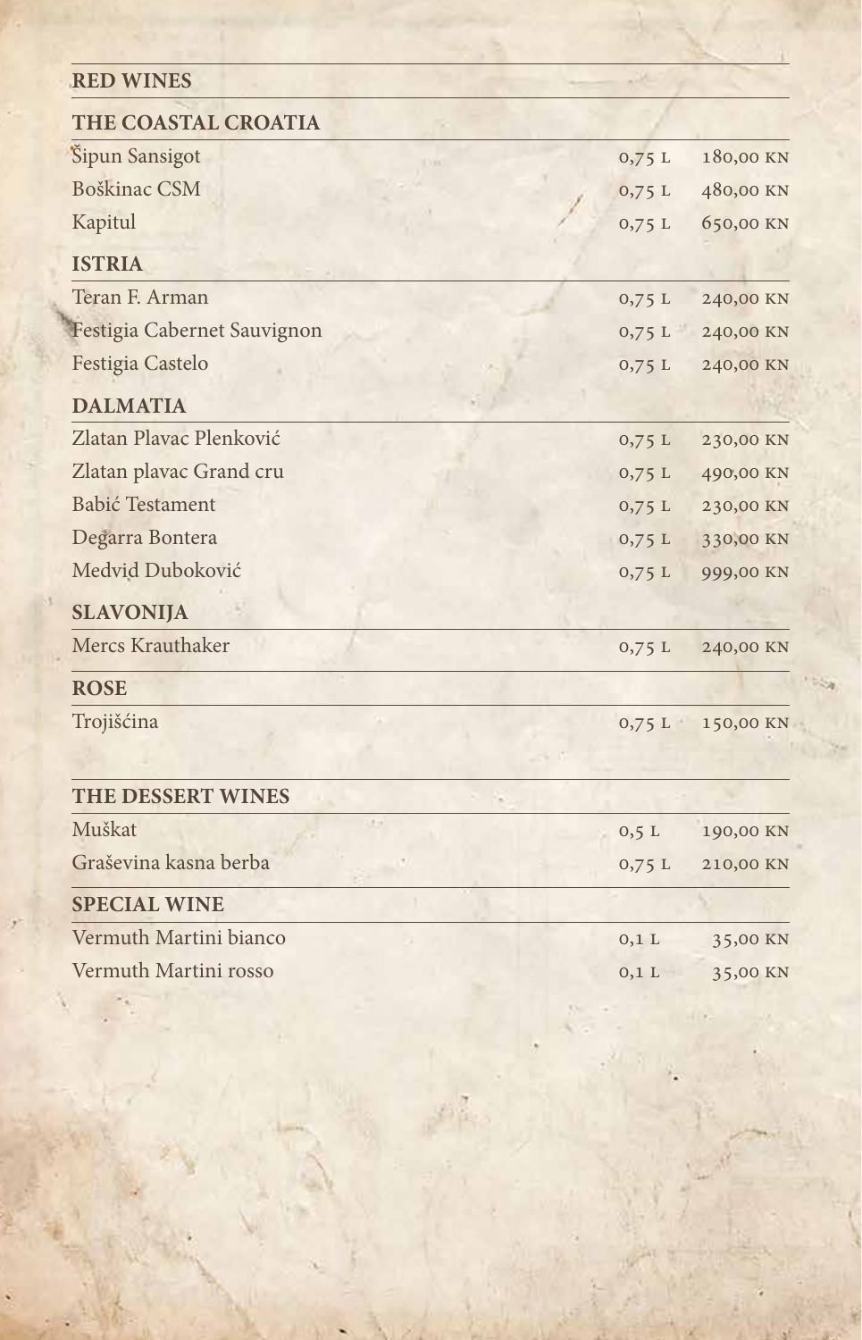## RED WINES

### THE COASTAL CROATIA

| | | |
|---|---|---|
| Šipun Sansigot | 0,75 L | 180,00 KN |
| Boškinac CSM | 0,75 L | 480,00 KN |
| Kapitul | 0,75 L | 650,00 KN |

### ISTRIA

| | | |
|---|---|---|
| Teran F. Arman | 0,75 L | 240,00 KN |
| Festigia Cabernet Sauvignon | 0,75 L | 240,00 KN |
| Festigia Castelo | 0,75 L | 240,00 KN |

### DALMATIA

| | | |
|---|---|---|
| Zlatan Plavac Plenković | 0,75 L | 230,00 KN |
| Zlatan plavac Grand cru | 0,75 L | 490,00 KN |
| Babić Testament | 0,75 L | 230,00 KN |
| Degarra Bontera | 0,75 L | 330,00 KN |
| Medvid Duboković | 0,75 L | 999,00 KN |

### SLAVONIJA

| | | |
|---|---|---|
| Mercs Krauthaker | 0,75 L | 240,00 KN |

### ROSE

| | | |
|---|---|---|
| Trojišćina | 0,75 L | 150,00 KN |

## THE DESSERT WINES

| | | |
|---|---|---|
| Muškat | 0,5 L | 190,00 KN |
| Graševina kasna berba | 0,75 L | 210,00 KN |

### SPECIAL WINE

| | | |
|---|---|---|
| Vermuth Martini bianco | 0,1 L | 35,00 KN |
| Vermuth Martini rosso | 0,1 L | 35,00 KN |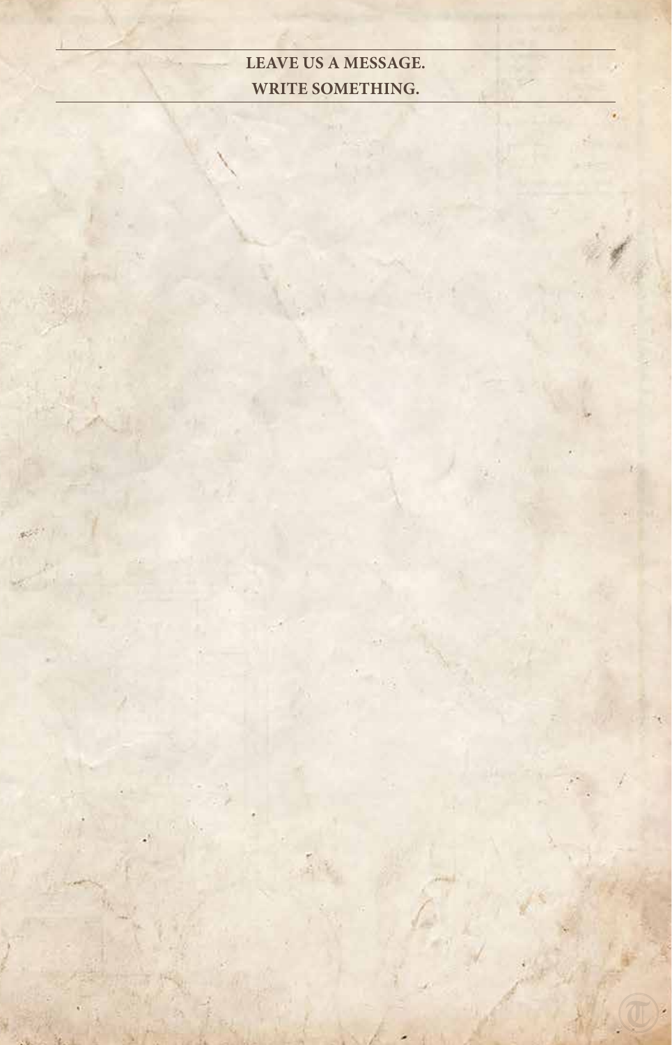**LEAVE US A MESSAGE.**

**WRITE SOMETHING.**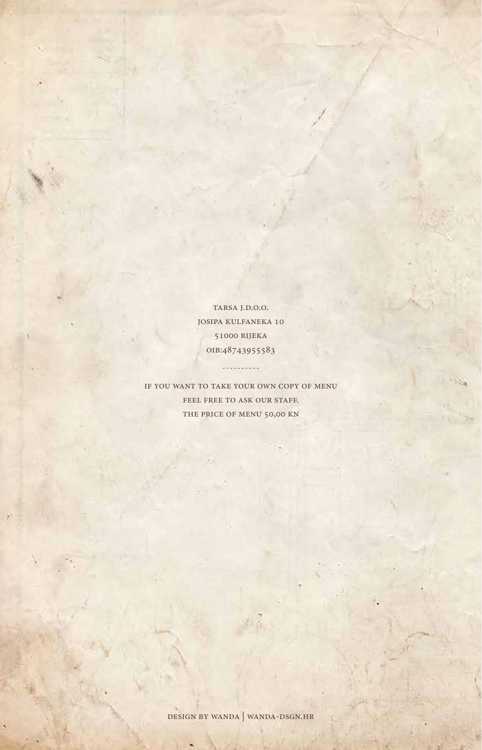TARSA J.D.O.O.
JOSIPA KULFANEKA 10
51000 RIJEKA
OIB:48743955583

----------

IF YOU WANT TO TAKE YOUR OWN COPY OF MENU
FEEL FREE TO ASK OUR STAFF.
THE PRICE OF MENU 50,00 KN

DESIGN BY WANDA | WANDA-DSGN.HR